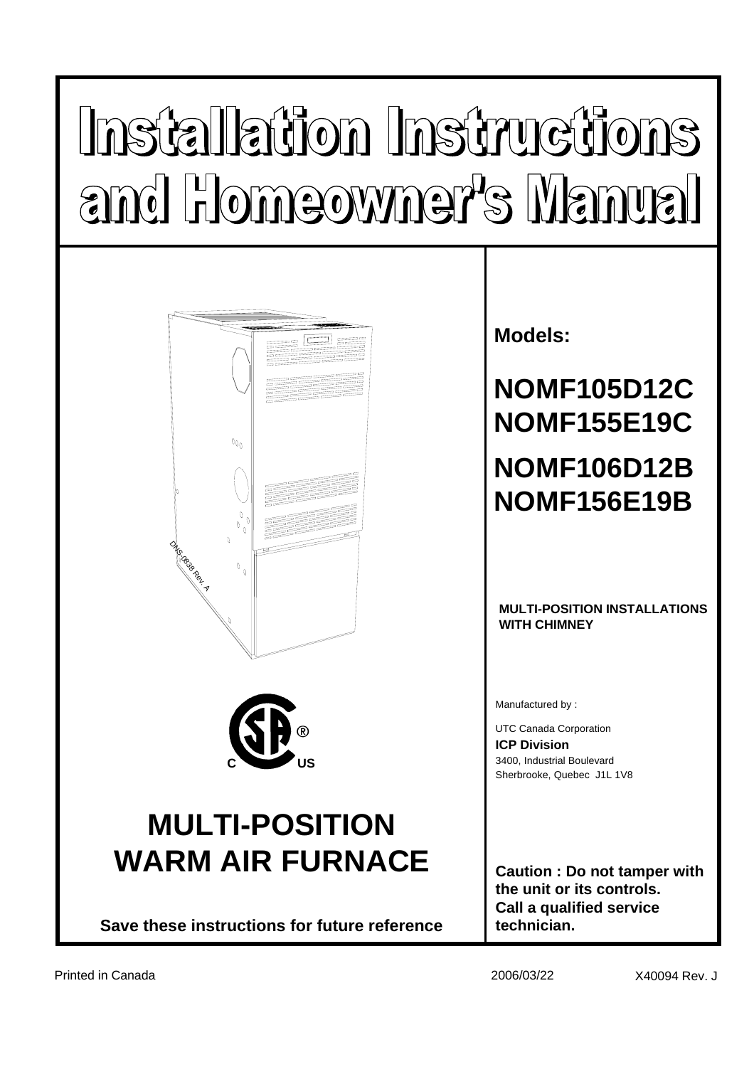# Installation Instructions and Homeowner's Manual

**Models:**

## NOMF105D12C
## NOMF155E19C

## NOMF106D12B
## NOMF156E19B

**MULTI-POSITION INSTALLATIONS WITH CHIMNEY**

DNS-0838 Rev. A

Manufactured by :

UTC Canada Corporation
**ICP Division**
3400, Industrial Boulevard
Sherbrooke, Quebec J1L 1V8

# MULTI-POSITION WARM AIR FURNACE

**Save these instructions for future reference**

**Caution : Do not tamper with the unit or its controls. Call a qualified service technician.**

Printed in Canada 2006/03/22 X40094 Rev. J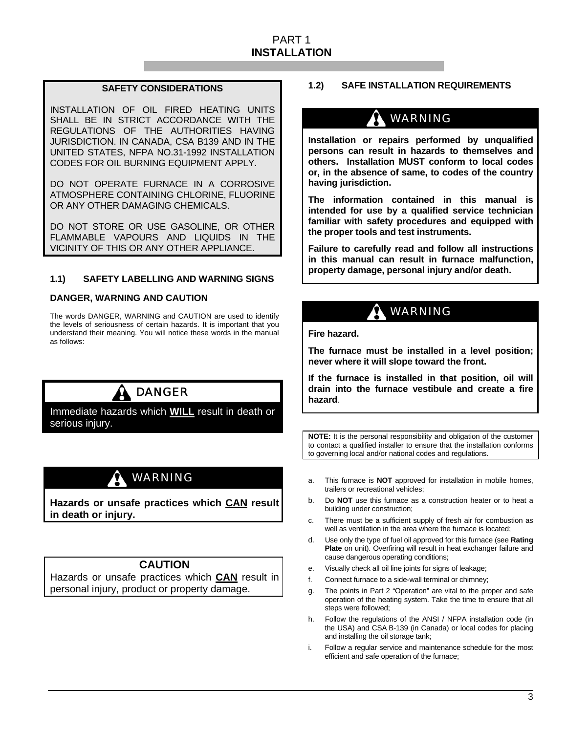# PART 1
# INSTALLATION

### SAFETY CONSIDERATIONS

INSTALLATION OF OIL FIRED HEATING UNITS SHALL BE IN STRICT ACCORDANCE WITH THE REGULATIONS OF THE AUTHORITIES HAVING JURISDICTION. IN CANADA, CSA B139 AND IN THE UNITED STATES, NFPA NO.31-1992 INSTALLATION CODES FOR OIL BURNING EQUIPMENT APPLY.

DO NOT OPERATE FURNACE IN A CORROSIVE ATMOSPHERE CONTAINING CHLORINE, FLUORINE OR ANY OTHER DAMAGING CHEMICALS.

DO NOT STORE OR USE GASOLINE, OR OTHER FLAMMABLE VAPOURS AND LIQUIDS IN THE VICINITY OF THIS OR ANY OTHER APPLIANCE.

## 1.1) SAFETY LABELLING AND WARNING SIGNS

### DANGER, WARNING AND CAUTION

The words DANGER, WARNING and CAUTION are used to identify the levels of seriousness of certain hazards. It is important that you understand their meaning. You will notice these words in the manual as follows:

**DANGER**

Immediate hazards which **WILL** result in death or serious injury.

**WARNING**

**Hazards or unsafe practices which CAN result in death or injury.**

**CAUTION**

Hazards or unsafe practices which **CAN** result in personal injury, product or property damage.

## 1.2) SAFE INSTALLATION REQUIREMENTS

**WARNING**

**Installation or repairs performed by unqualified persons can result in hazards to themselves and others. Installation MUST conform to local codes or, in the absence of same, to codes of the country having jurisdiction.**

**The information contained in this manual is intended for use by a qualified service technician familiar with safety procedures and equipped with the proper tools and test instruments.**

**Failure to carefully read and follow all instructions in this manual can result in furnace malfunction, property damage, personal injury and/or death.**

**WARNING**

**Fire hazard.**

**The furnace must be installed in a level position; never where it will slope toward the front.**

**If the furnace is installed in that position, oil will drain into the furnace vestibule and create a fire hazard.**

**NOTE:** It is the personal responsibility and obligation of the customer to contact a qualified installer to ensure that the installation conforms to governing local and/or national codes and regulations.

a. This furnace is **NOT** approved for installation in mobile homes, trailers or recreational vehicles;
b. Do **NOT** use this furnace as a construction heater or to heat a building under construction;
c. There must be a sufficient supply of fresh air for combustion as well as ventilation in the area where the furnace is located;
d. Use only the type of fuel oil approved for this furnace (see **Rating Plate** on unit). Overfiring will result in heat exchanger failure and cause dangerous operating conditions;
e. Visually check all oil line joints for signs of leakage;
f. Connect furnace to a side-wall terminal or chimney;
g. The points in Part 2 "Operation" are vital to the proper and safe operation of the heating system. Take the time to ensure that all steps were followed;
h. Follow the regulations of the ANSI / NFPA installation code (in the USA) and CSA B-139 (in Canada) or local codes for placing and installing the oil storage tank;
i. Follow a regular service and maintenance schedule for the most efficient and safe operation of the furnace;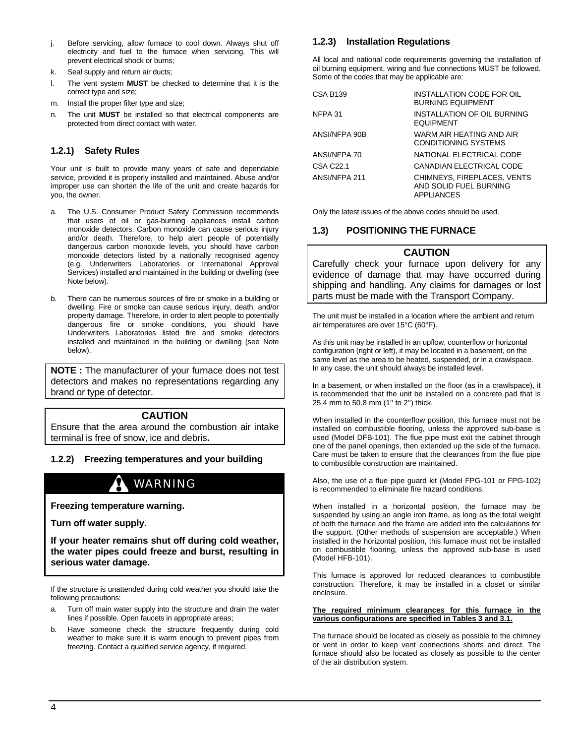j. Before servicing, allow furnace to cool down. Always shut off electricity and fuel to the furnace when servicing. This will prevent electrical shock or burns;
k. Seal supply and return air ducts;
l. The vent system **MUST** be checked to determine that it is the correct type and size;
m. Install the proper filter type and size;
n. The unit **MUST** be installed so that electrical components are protected from direct contact with water.

### 1.2.1) Safety Rules

Your unit is built to provide many years of safe and dependable service, provided it is properly installed and maintained. Abuse and/or improper use can shorten the life of the unit and create hazards for you, the owner.

a. The U.S. Consumer Product Safety Commission recommends that users of oil or gas-burning appliances install carbon monoxide detectors. Carbon monoxide can cause serious injury and/or death. Therefore, to help alert people of potentially dangerous carbon monoxide levels, you should have carbon monoxide detectors listed by a nationally recognised agency (e.g. Underwriters Laboratories or International Approval Services) installed and maintained in the building or dwelling (see Note below).

b. There can be numerous sources of fire or smoke in a building or dwelling. Fire or smoke can cause serious injury, death, and/or property damage. Therefore, in order to alert people to potentially dangerous fire or smoke conditions, you should have Underwriters Laboratories listed fire and smoke detectors installed and maintained in the building or dwelling (see Note below).

**NOTE :** The manufacturer of your furnace does not test detectors and makes no representations regarding any brand or type of detector.

**CAUTION**

Ensure that the area around the combustion air intake terminal is free of snow, ice and debris**.**

### 1.2.2) Freezing temperatures and your building

**WARNING**

**Freezing temperature warning.**

**Turn off water supply.**

**If your heater remains shut off during cold weather, the water pipes could freeze and burst, resulting in serious water damage.**

If the structure is unattended during cold weather you should take the following precautions:

a. Turn off main water supply into the structure and drain the water lines if possible. Open faucets in appropriate areas;
b. Have someone check the structure frequently during cold weather to make sure it is warm enough to prevent pipes from freezing. Contact a qualified service agency, if required.

### 1.2.3) Installation Regulations

All local and national code requirements governing the installation of oil burning equipment, wiring and flue connections MUST be followed. Some of the codes that may be applicable are:

| | |
|---|---|
| CSA B139 | INSTALLATION CODE FOR OIL BURNING EQUIPMENT |
| NFPA 31 | INSTALLATION OF OIL BURNING EQUIPMENT |
| ANSI/NFPA 90B | WARM AIR HEATING AND AIR CONDITIONING SYSTEMS |
| ANSI/NFPA 70 | NATIONAL ELECTRICAL CODE |
| CSA C22.1 | CANADIAN ELECTRICAL CODE |
| ANSI/NFPA 211 | CHIMNEYS, FIREPLACES, VENTS AND SOLID FUEL BURNING APPLIANCES |

Only the latest issues of the above codes should be used.

## 1.3) POSITIONING THE FURNACE

**CAUTION**

Carefully check your furnace upon delivery for any evidence of damage that may have occurred during shipping and handling. Any claims for damages or lost parts must be made with the Transport Company.

The unit must be installed in a location where the ambient and return air temperatures are over 15°C (60°F).

As this unit may be installed in an upflow, counterflow or horizontal configuration (right or left), it may be located in a basement, on the same level as the area to be heated, suspended, or in a crawlspace. In any case, the unit should always be installed level.

In a basement, or when installed on the floor (as in a crawlspace), it is recommended that the unit be installed on a concrete pad that is 25.4 mm to 50.8 mm (1'' to 2'') thick.

When installed in the counterflow position, this furnace must not be installed on combustible flooring, unless the approved sub-base is used (Model DFB-101). The flue pipe must exit the cabinet through one of the panel openings, then extended up the side of the furnace. Care must be taken to ensure that the clearances from the flue pipe to combustible construction are maintained.

Also, the use of a flue pipe guard kit (Model FPG-101 or FPG-102) is recommended to eliminate fire hazard conditions.

When installed in a horizontal position, the furnace may be suspended by using an angle iron frame, as long as the total weight of both the furnace and the frame are added into the calculations for the support. (Other methods of suspension are acceptable.) When installed in the horizontal position, this furnace must not be installed on combustible flooring, unless the approved sub-base is used (Model HFB-101).

This furnace is approved for reduced clearances to combustible construction. Therefore, it may be installed in a closet or similar enclosure.

**The required minimum clearances for this furnace in the various configurations are specified in Tables 3 and 3.1.**

The furnace should be located as closely as possible to the chimney or vent in order to keep vent connections shorts and direct. The furnace should also be located as closely as possible to the center of the air distribution system.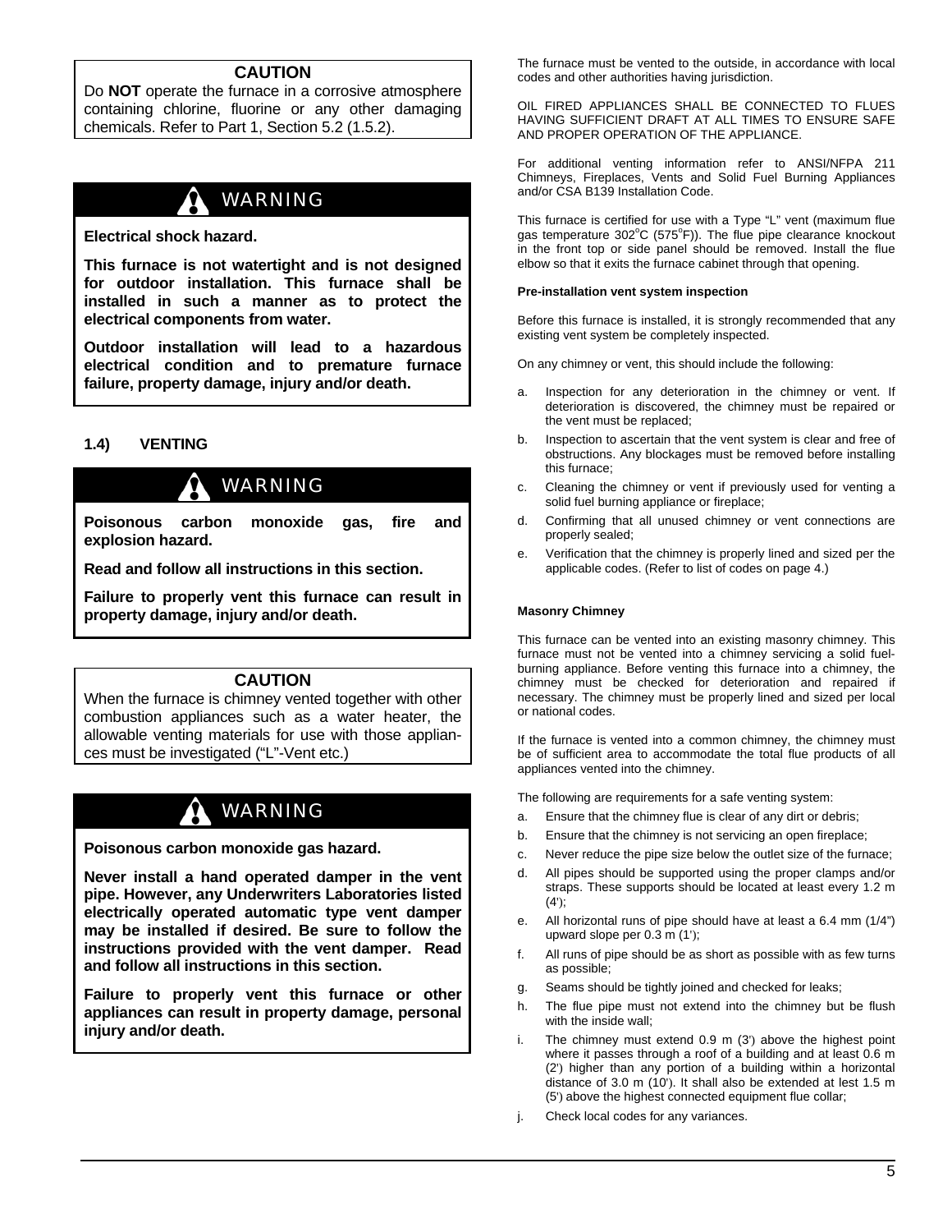**CAUTION**

Do **NOT** operate the furnace in a corrosive atmosphere containing chlorine, fluorine or any other damaging chemicals. Refer to Part 1, Section 5.2 (1.5.2).

**WARNING**

**Electrical shock hazard.**

**This furnace is not watertight and is not designed for outdoor installation. This furnace shall be installed in such a manner as to protect the electrical components from water.**

**Outdoor installation will lead to a hazardous electrical condition and to premature furnace failure, property damage, injury and/or death.**

### 1.4) VENTING

**WARNING**

**Poisonous carbon monoxide gas, fire and explosion hazard.**

**Read and follow all instructions in this section.**

**Failure to properly vent this furnace can result in property damage, injury and/or death.**

**CAUTION**

When the furnace is chimney vented together with other combustion appliances such as a water heater, the allowable venting materials for use with those appliances must be investigated ("L"-Vent etc.)

**WARNING**

**Poisonous carbon monoxide gas hazard.**

**Never install a hand operated damper in the vent pipe. However, any Underwriters Laboratories listed electrically operated automatic type vent damper may be installed if desired. Be sure to follow the instructions provided with the vent damper. Read and follow all instructions in this section.**

**Failure to properly vent this furnace or other appliances can result in property damage, personal injury and/or death.**

The furnace must be vented to the outside, in accordance with local codes and other authorities having jurisdiction.

OIL FIRED APPLIANCES SHALL BE CONNECTED TO FLUES HAVING SUFFICIENT DRAFT AT ALL TIMES TO ENSURE SAFE AND PROPER OPERATION OF THE APPLIANCE.

For additional venting information refer to ANSI/NFPA 211 Chimneys, Fireplaces, Vents and Solid Fuel Burning Appliances and/or CSA B139 Installation Code.

This furnace is certified for use with a Type "L" vent (maximum flue gas temperature 302°C (575°F)). The flue pipe clearance knockout in the front top or side panel should be removed. Install the flue elbow so that it exits the furnace cabinet through that opening.

#### Pre-installation vent system inspection

Before this furnace is installed, it is strongly recommended that any existing vent system be completely inspected.

On any chimney or vent, this should include the following:

a. Inspection for any deterioration in the chimney or vent. If deterioration is discovered, the chimney must be repaired or the vent must be replaced;
b. Inspection to ascertain that the vent system is clear and free of obstructions. Any blockages must be removed before installing this furnace;
c. Cleaning the chimney or vent if previously used for venting a solid fuel burning appliance or fireplace;
d. Confirming that all unused chimney or vent connections are properly sealed;
e. Verification that the chimney is properly lined and sized per the applicable codes. (Refer to list of codes on page 4.)

#### Masonry Chimney

This furnace can be vented into an existing masonry chimney. This furnace must not be vented into a chimney servicing a solid fuel-burning appliance. Before venting this furnace into a chimney, the chimney must be checked for deterioration and repaired if necessary. The chimney must be properly lined and sized per local or national codes.

If the furnace is vented into a common chimney, the chimney must be of sufficient area to accommodate the total flue products of all appliances vented into the chimney.

The following are requirements for a safe venting system:

a. Ensure that the chimney flue is clear of any dirt or debris;
b. Ensure that the chimney is not servicing an open fireplace;
c. Never reduce the pipe size below the outlet size of the furnace;
d. All pipes should be supported using the proper clamps and/or straps. These supports should be located at least every 1.2 m (4');
e. All horizontal runs of pipe should have at least a 6.4 mm (1/4") upward slope per 0.3 m (1');
f. All runs of pipe should be as short as possible with as few turns as possible;
g. Seams should be tightly joined and checked for leaks;
h. The flue pipe must not extend into the chimney but be flush with the inside wall;
i. The chimney must extend 0.9 m (3') above the highest point where it passes through a roof of a building and at least 0.6 m (2') higher than any portion of a building within a horizontal distance of 3.0 m (10'). It shall also be extended at lest 1.5 m (5') above the highest connected equipment flue collar;
j. Check local codes for any variances.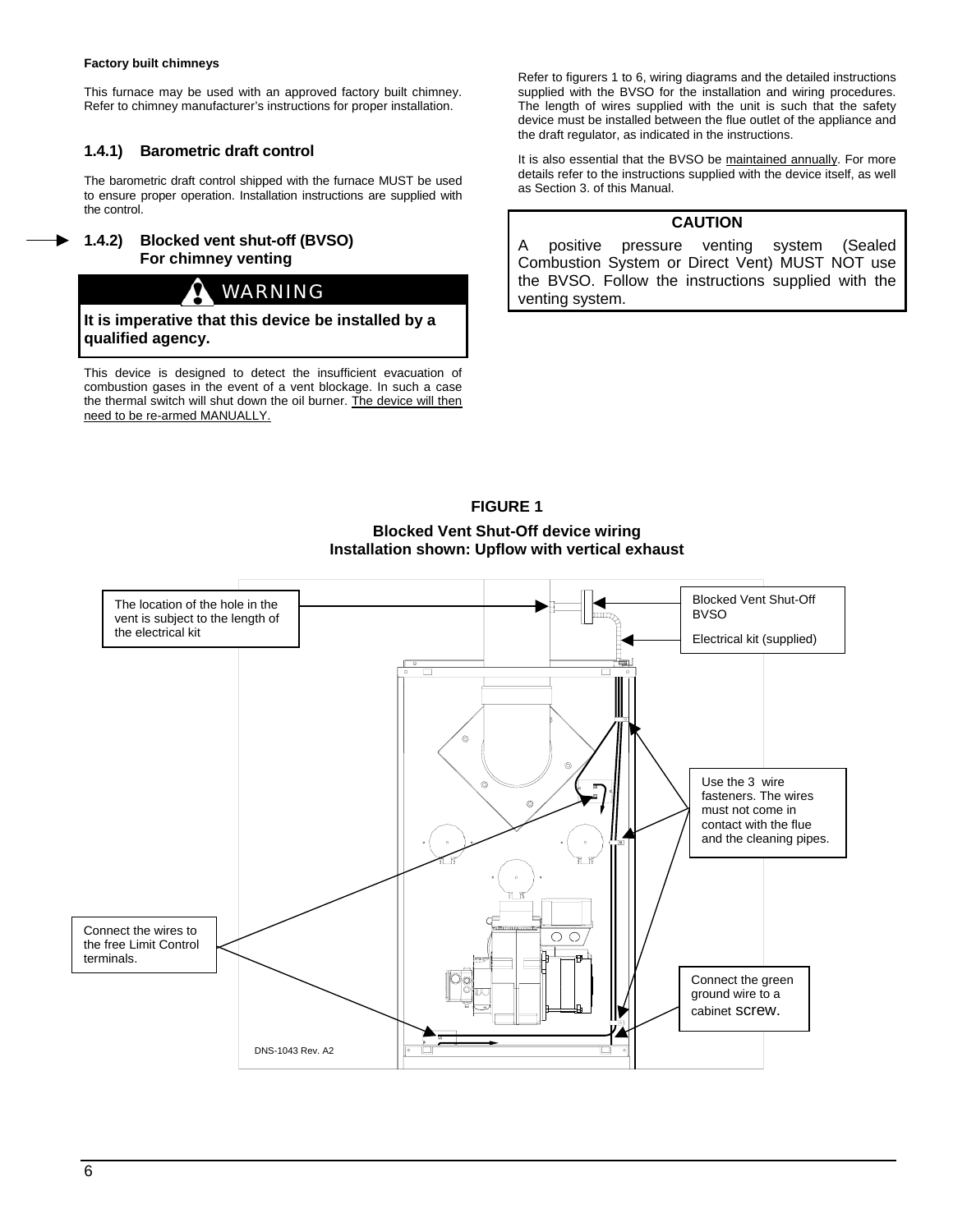**Factory built chimneys**

This furnace may be used with an approved factory built chimney. Refer to chimney manufacturer's instructions for proper installation.

### 1.4.1) Barometric draft control

The barometric draft control shipped with the furnace MUST be used to ensure proper operation. Installation instructions are supplied with the control.

### 1.4.2) Blocked vent shut-off (BVSO) For chimney venting

**WARNING**

**It is imperative that this device be installed by a qualified agency.**

This device is designed to detect the insufficient evacuation of combustion gases in the event of a vent blockage. In such a case the thermal switch will shut down the oil burner. The device will then need to be re-armed MANUALLY.

Refer to figurers 1 to 6, wiring diagrams and the detailed instructions supplied with the BVSO for the installation and wiring procedures. The length of wires supplied with the unit is such that the safety device must be installed between the flue outlet of the appliance and the draft regulator, as indicated in the instructions.

It is also essential that the BVSO be maintained annually. For more details refer to the instructions supplied with the device itself, as well as Section 3. of this Manual.

**CAUTION**

A positive pressure venting system (Sealed Combustion System or Direct Vent) MUST NOT use the BVSO. Follow the instructions supplied with the venting system.

**FIGURE 1**

**Blocked Vent Shut-Off device wiring**
**Installation shown: Upflow with vertical exhaust**

The location of the hole in the vent is subject to the length of the electrical kit

Blocked Vent Shut-Off BVSO

Electrical kit (supplied)

Use the 3 wire fasteners. The wires must not come in contact with the flue and the cleaning pipes.

Connect the wires to the free Limit Control terminals.

Connect the green ground wire to a cabinet screw.

DNS-1043 Rev. A2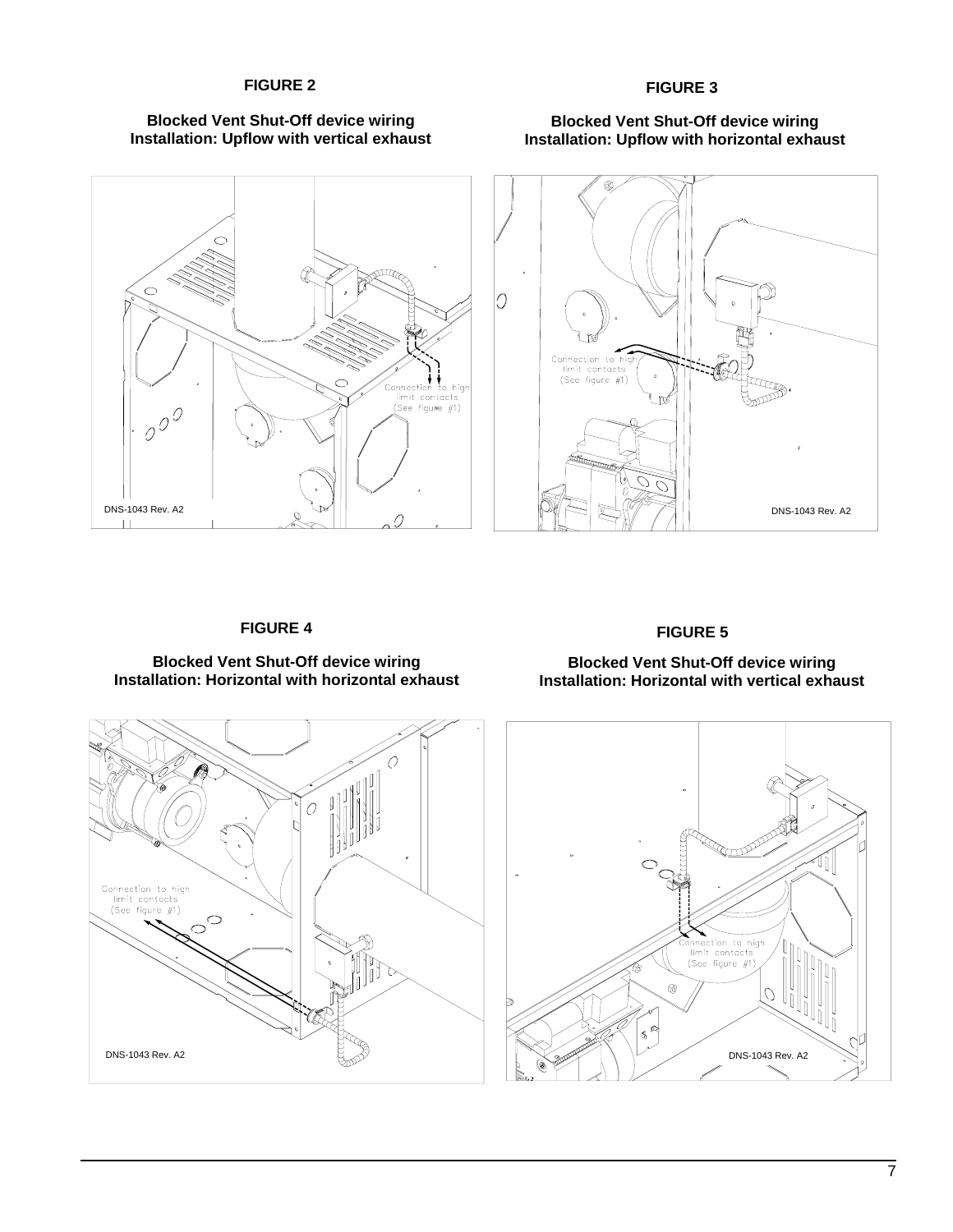**FIGURE 2**

**Blocked Vent Shut-Off device wiring**
**Installation: Upflow with vertical exhaust**

Connection to high limit contacts (See figure #1)

DNS-1043 Rev. A2

**FIGURE 3**

**Blocked Vent Shut-Off device wiring**
**Installation: Upflow with horizontal exhaust**

Connection to high limit contacts (See figure #1)

DNS-1043 Rev. A2

**FIGURE 4**

**Blocked Vent Shut-Off device wiring**
**Installation: Horizontal with horizontal exhaust**

Connection to high limit contacts (See figure #1)

DNS-1043 Rev. A2

**FIGURE 5**

**Blocked Vent Shut-Off device wiring**
**Installation: Horizontal with vertical exhaust**

Connection to high limit contacts (See figure #1)

DNS-1043 Rev. A2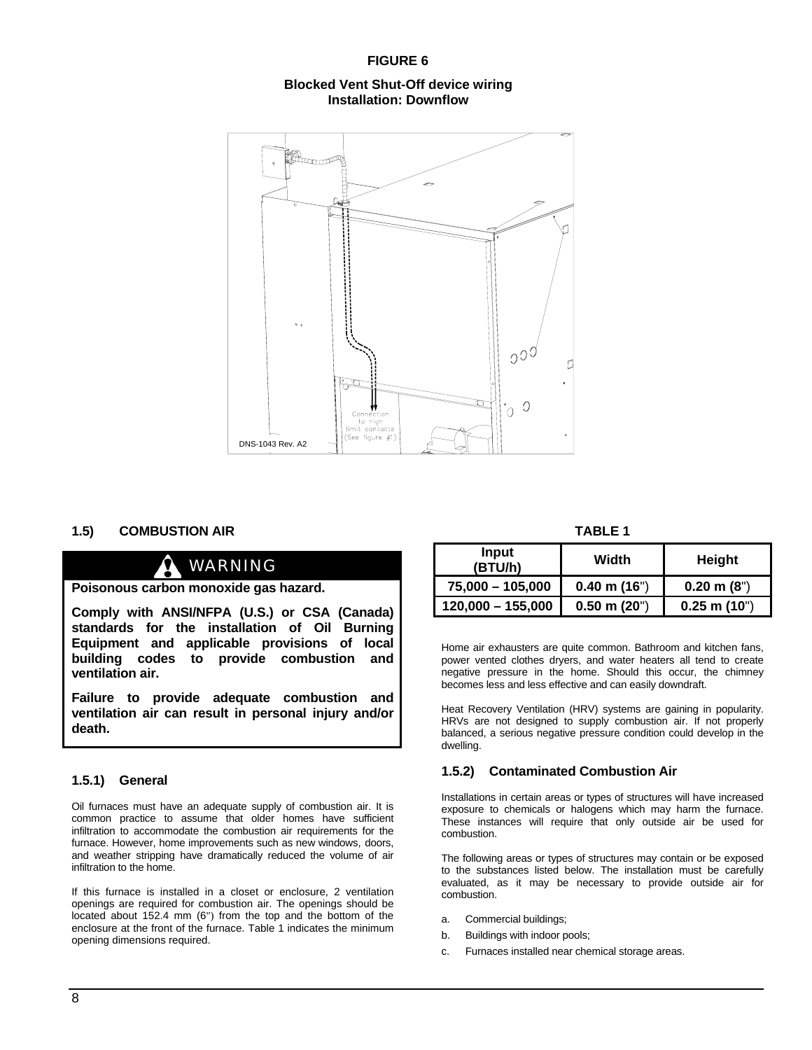**FIGURE 6**

**Blocked Vent Shut-Off device wiring**
**Installation: Downflow**

Connection to high limit contacts (See figure #1)

DNS-1043 Rev. A2

## 1.5) COMBUSTION AIR

**WARNING**

**Poisonous carbon monoxide gas hazard.**

**Comply with ANSI/NFPA (U.S.) or CSA (Canada) standards for the installation of Oil Burning Equipment and applicable provisions of local building codes to provide combustion and ventilation air.**

**Failure to provide adequate combustion and ventilation air can result in personal injury and/or death.**

### 1.5.1) General

Oil furnaces must have an adequate supply of combustion air. It is common practice to assume that older homes have sufficient infiltration to accommodate the combustion air requirements for the furnace. However, home improvements such as new windows, doors, and weather stripping have dramatically reduced the volume of air infiltration to the home.

If this furnace is installed in a closet or enclosure, 2 ventilation openings are required for combustion air. The openings should be located about 152.4 mm (6") from the top and the bottom of the enclosure at the front of the furnace. Table 1 indicates the minimum opening dimensions required.

**TABLE 1**

| Input (BTU/h) | Width | Height |
|---|---|---|
| 75,000 – 105,000 | 0.40 m (16") | 0.20 m (8") |
| 120,000 – 155,000 | 0.50 m (20") | 0.25 m (10") |

Home air exhausters are quite common. Bathroom and kitchen fans, power vented clothes dryers, and water heaters all tend to create negative pressure in the home. Should this occur, the chimney becomes less and less effective and can easily downdraft.

Heat Recovery Ventilation (HRV) systems are gaining in popularity. HRVs are not designed to supply combustion air. If not properly balanced, a serious negative pressure condition could develop in the dwelling.

### 1.5.2) Contaminated Combustion Air

Installations in certain areas or types of structures will have increased exposure to chemicals or halogens which may harm the furnace. These instances will require that only outside air be used for combustion.

The following areas or types of structures may contain or be exposed to the substances listed below. The installation must be carefully evaluated, as it may be necessary to provide outside air for combustion.

a. Commercial buildings;
b. Buildings with indoor pools;
c. Furnaces installed near chemical storage areas.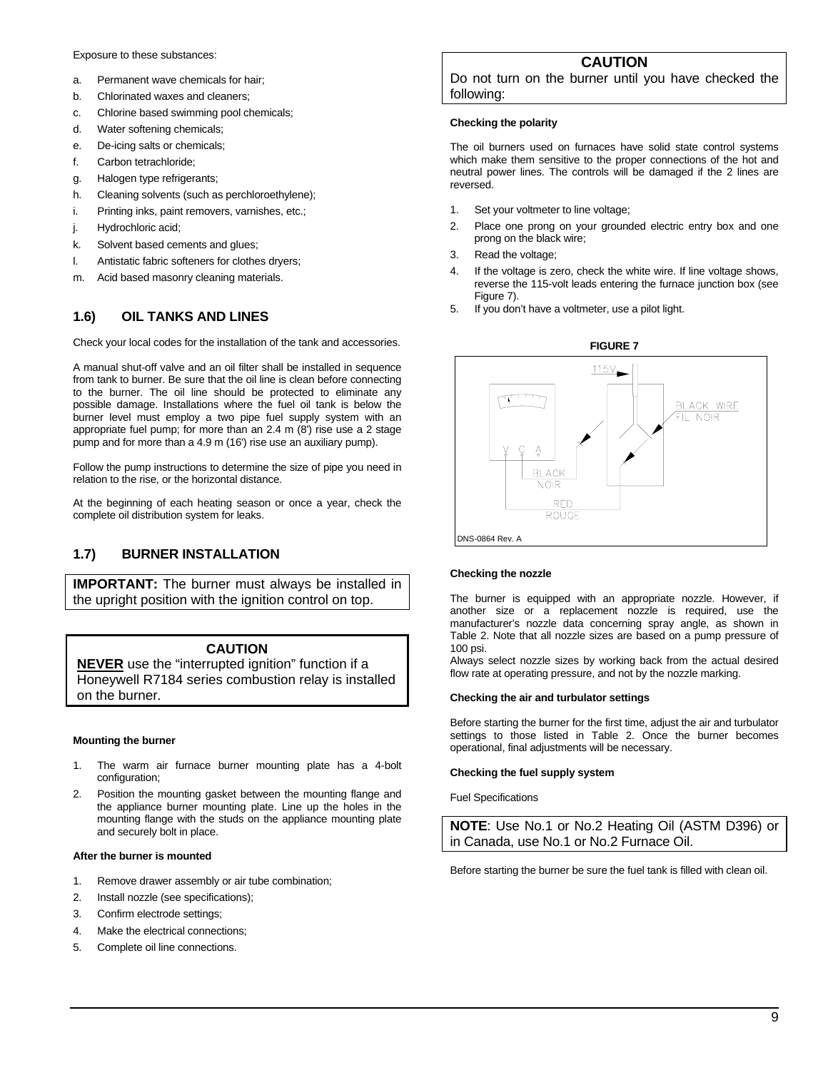Exposure to these substances:

a. Permanent wave chemicals for hair;
b. Chlorinated waxes and cleaners;
c. Chlorine based swimming pool chemicals;
d. Water softening chemicals;
e. De-icing salts or chemicals;
f. Carbon tetrachloride;
g. Halogen type refrigerants;
h. Cleaning solvents (such as perchloroethylene);
i. Printing inks, paint removers, varnishes, etc.;
j. Hydrochloric acid;
k. Solvent based cements and glues;
l. Antistatic fabric softeners for clothes dryers;
m. Acid based masonry cleaning materials.

## 1.6) OIL TANKS AND LINES

Check your local codes for the installation of the tank and accessories.

A manual shut-off valve and an oil filter shall be installed in sequence from tank to burner. Be sure that the oil line is clean before connecting to the burner. The oil line should be protected to eliminate any possible damage. Installations where the fuel oil tank is below the burner level must employ a two pipe fuel supply system with an appropriate fuel pump; for more than an 2.4 m (8') rise use a 2 stage pump and for more than a 4.9 m (16') rise use an auxiliary pump).

Follow the pump instructions to determine the size of pipe you need in relation to the rise, or the horizontal distance.

At the beginning of each heating season or once a year, check the complete oil distribution system for leaks.

## 1.7) BURNER INSTALLATION

**IMPORTANT:** The burner must always be installed in the upright position with the ignition control on top.

**CAUTION**

**NEVER** use the "interrupted ignition" function if a Honeywell R7184 series combustion relay is installed on the burner.

#### Mounting the burner

1. The warm air furnace burner mounting plate has a 4-bolt configuration;
2. Position the mounting gasket between the mounting flange and the appliance burner mounting plate. Line up the holes in the mounting flange with the studs on the appliance mounting plate and securely bolt in place.

#### After the burner is mounted

1. Remove drawer assembly or air tube combination;
2. Install nozzle (see specifications);
3. Confirm electrode settings;
4. Make the electrical connections;
5. Complete oil line connections.

**CAUTION**

Do not turn on the burner until you have checked the following:

#### Checking the polarity

The oil burners used on furnaces have solid state control systems which make them sensitive to the proper connections of the hot and neutral power lines. The controls will be damaged if the 2 lines are reversed.

1. Set your voltmeter to line voltage;
2. Place one prong on your grounded electric entry box and one prong on the black wire;
3. Read the voltage;
4. If the voltage is zero, check the white wire. If line voltage shows, reverse the 115-volt leads entering the furnace junction box (see Figure 7).
5. If you don't have a voltmeter, use a pilot light.

**FIGURE 7**

115V
BLACK WIRE
FIL NOIR
V C A
BLACK
NOIR
RED
ROUGE
DNS-0864 Rev. A

#### Checking the nozzle

The burner is equipped with an appropriate nozzle. However, if another size or a replacement nozzle is required, use the manufacturer's nozzle data concerning spray angle, as shown in Table 2. Note that all nozzle sizes are based on a pump pressure of 100 psi.

Always select nozzle sizes by working back from the actual desired flow rate at operating pressure, and not by the nozzle marking.

#### Checking the air and turbulator settings

Before starting the burner for the first time, adjust the air and turbulator settings to those listed in Table 2. Once the burner becomes operational, final adjustments will be necessary.

#### Checking the fuel supply system

Fuel Specifications

**NOTE**: Use No.1 or No.2 Heating Oil (ASTM D396) or in Canada, use No.1 or No.2 Furnace Oil.

Before starting the burner be sure the fuel tank is filled with clean oil.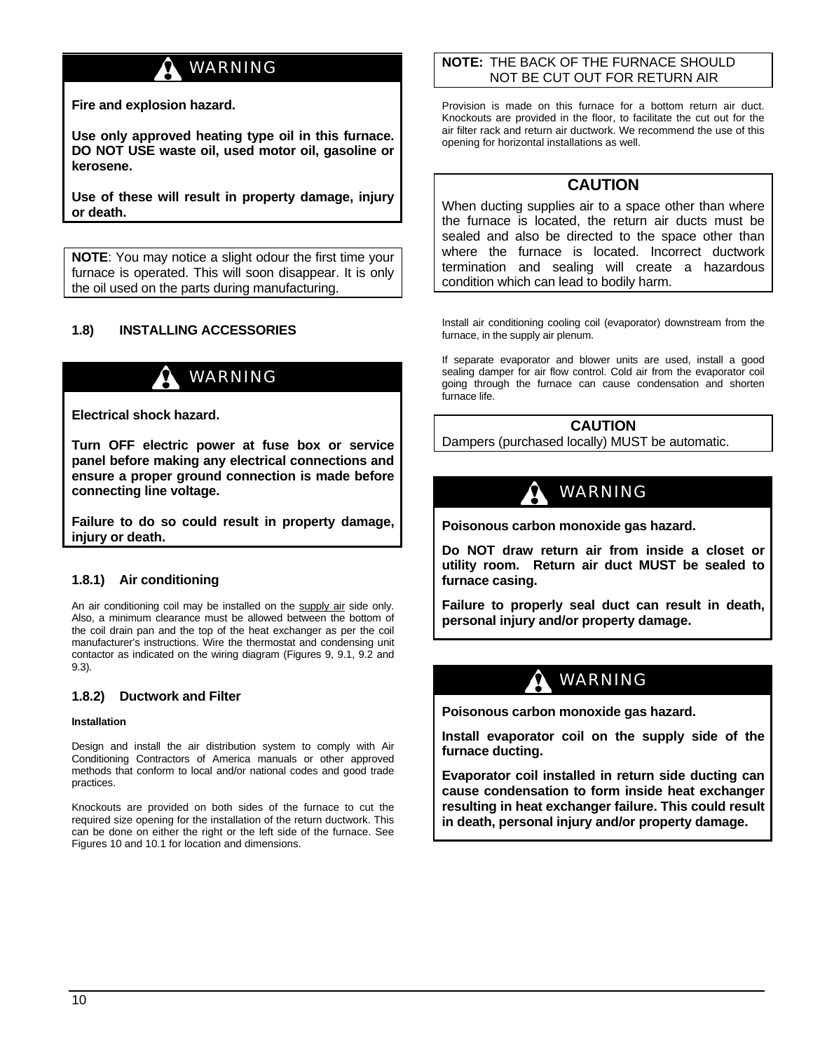**WARNING**

**Fire and explosion hazard.**

**Use only approved heating type oil in this furnace. DO NOT USE waste oil, used motor oil, gasoline or kerosene.**

**Use of these will result in property damage, injury or death.**

**NOTE**: You may notice a slight odour the first time your furnace is operated. This will soon disappear. It is only the oil used on the parts during manufacturing.

### 1.8) INSTALLING ACCESSORIES

**WARNING**

**Electrical shock hazard.**

**Turn OFF electric power at fuse box or service panel before making any electrical connections and ensure a proper ground connection is made before connecting line voltage.**

**Failure to do so could result in property damage, injury or death.**

#### 1.8.1) Air conditioning

An air conditioning coil may be installed on the supply air side only. Also, a minimum clearance must be allowed between the bottom of the coil drain pan and the top of the heat exchanger as per the coil manufacturer's instructions. Wire the thermostat and condensing unit contactor as indicated on the wiring diagram (Figures 9, 9.1, 9.2 and 9.3).

#### 1.8.2) Ductwork and Filter

**Installation**

Design and install the air distribution system to comply with Air Conditioning Contractors of America manuals or other approved methods that conform to local and/or national codes and good trade practices.

Knockouts are provided on both sides of the furnace to cut the required size opening for the installation of the return ductwork. This can be done on either the right or the left side of the furnace. See Figures 10 and 10.1 for location and dimensions.

**NOTE:** THE BACK OF THE FURNACE SHOULD NOT BE CUT OUT FOR RETURN AIR

Provision is made on this furnace for a bottom return air duct. Knockouts are provided in the floor, to facilitate the cut out for the air filter rack and return air ductwork. We recommend the use of this opening for horizontal installations as well.

**CAUTION**

When ducting supplies air to a space other than where the furnace is located, the return air ducts must be sealed and also be directed to the space other than where the furnace is located. Incorrect ductwork termination and sealing will create a hazardous condition which can lead to bodily harm.

Install air conditioning cooling coil (evaporator) downstream from the furnace, in the supply air plenum.

If separate evaporator and blower units are used, install a good sealing damper for air flow control. Cold air from the evaporator coil going through the furnace can cause condensation and shorten furnace life.

**CAUTION**

Dampers (purchased locally) MUST be automatic.

**WARNING**

**Poisonous carbon monoxide gas hazard.**

**Do NOT draw return air from inside a closet or utility room. Return air duct MUST be sealed to furnace casing.**

**Failure to properly seal duct can result in death, personal injury and/or property damage.**

**WARNING**

**Poisonous carbon monoxide gas hazard.**

**Install evaporator coil on the supply side of the furnace ducting.**

**Evaporator coil installed in return side ducting can cause condensation to form inside heat exchanger resulting in heat exchanger failure. This could result in death, personal injury and/or property damage.**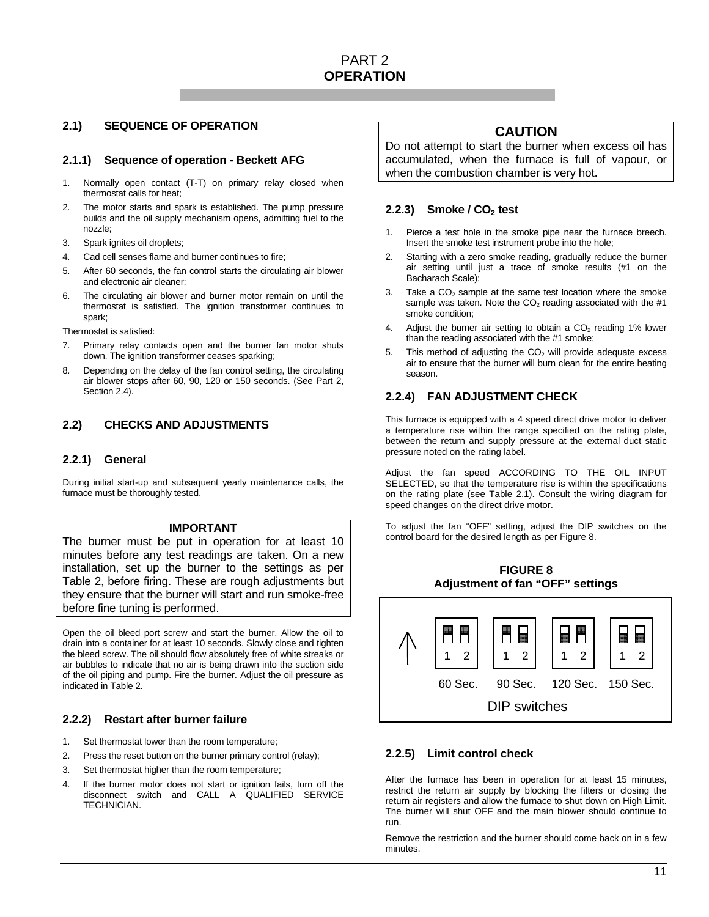# PART 2
# OPERATION

## 2.1) SEQUENCE OF OPERATION

### 2.1.1) Sequence of operation - Beckett AFG

1. Normally open contact (T-T) on primary relay closed when thermostat calls for heat;
2. The motor starts and spark is established. The pump pressure builds and the oil supply mechanism opens, admitting fuel to the nozzle;
3. Spark ignites oil droplets;
4. Cad cell senses flame and burner continues to fire;
5. After 60 seconds, the fan control starts the circulating air blower and electronic air cleaner;
6. The circulating air blower and burner motor remain on until the thermostat is satisfied. The ignition transformer continues to spark;

Thermostat is satisfied:

7. Primary relay contacts open and the burner fan motor shuts down. The ignition transformer ceases sparking;
8. Depending on the delay of the fan control setting, the circulating air blower stops after 60, 90, 120 or 150 seconds. (See Part 2, Section 2.4).

## 2.2) CHECKS AND ADJUSTMENTS

### 2.2.1) General

During initial start-up and subsequent yearly maintenance calls, the furnace must be thoroughly tested.

> **IMPORTANT**
>
> The burner must be put in operation for at least 10 minutes before any test readings are taken. On a new installation, set up the burner to the settings as per Table 2, before firing. These are rough adjustments but they ensure that the burner will start and run smoke-free before fine tuning is performed.

Open the oil bleed port screw and start the burner. Allow the oil to drain into a container for at least 10 seconds. Slowly close and tighten the bleed screw. The oil should flow absolutely free of white streaks or air bubbles to indicate that no air is being drawn into the suction side of the oil piping and pump. Fire the burner. Adjust the oil pressure as indicated in Table 2.

### 2.2.2) Restart after burner failure

1. Set thermostat lower than the room temperature;
2. Press the reset button on the burner primary control (relay);
3. Set thermostat higher than the room temperature;
4. If the burner motor does not start or ignition fails, turn off the disconnect switch and CALL A QUALIFIED SERVICE TECHNICIAN.

> **CAUTION**
>
> Do not attempt to start the burner when excess oil has accumulated, when the furnace is full of vapour, or when the combustion chamber is very hot.

### 2.2.3) Smoke / $CO_2$ test

1. Pierce a test hole in the smoke pipe near the furnace breech. Insert the smoke test instrument probe into the hole;
2. Starting with a zero smoke reading, gradually reduce the burner air setting until just a trace of smoke results (#1 on the Bacharach Scale);
3. Take a $CO_2$ sample at the same test location where the smoke sample was taken. Note the $CO_2$ reading associated with the #1 smoke condition;
4. Adjust the burner air setting to obtain a $CO_2$ reading 1% lower than the reading associated with the #1 smoke;
5. This method of adjusting the $CO_2$ will provide adequate excess air to ensure that the burner will burn clean for the entire heating season.

### 2.2.4) FAN ADJUSTMENT CHECK

This furnace is equipped with a 4 speed direct drive motor to deliver a temperature rise within the range specified on the rating plate, between the return and supply pressure at the external duct static pressure noted on the rating label.

Adjust the fan speed ACCORDING TO THE OIL INPUT SELECTED, so that the temperature rise is within the specifications on the rating plate (see Table 2.1). Consult the wiring diagram for speed changes on the direct drive motor.

To adjust the fan "OFF" setting, adjust the DIP switches on the control board for the desired length as per Figure 8.

**FIGURE 8**
**Adjustment of fan "OFF" settings**

| DIP switches | Switch 1 | Switch 2 |
|---|---|---|
| 60 Sec. | Up | Up |
| 90 Sec. | Up | Down |
| 120 Sec. | Down | Up |
| 150 Sec. | Down | Down |

### 2.2.5) Limit control check

After the furnace has been in operation for at least 15 minutes, restrict the return air supply by blocking the filters or closing the return air registers and allow the furnace to shut down on High Limit. The burner will shut OFF and the main blower should continue to run.

Remove the restriction and the burner should come back on in a few minutes.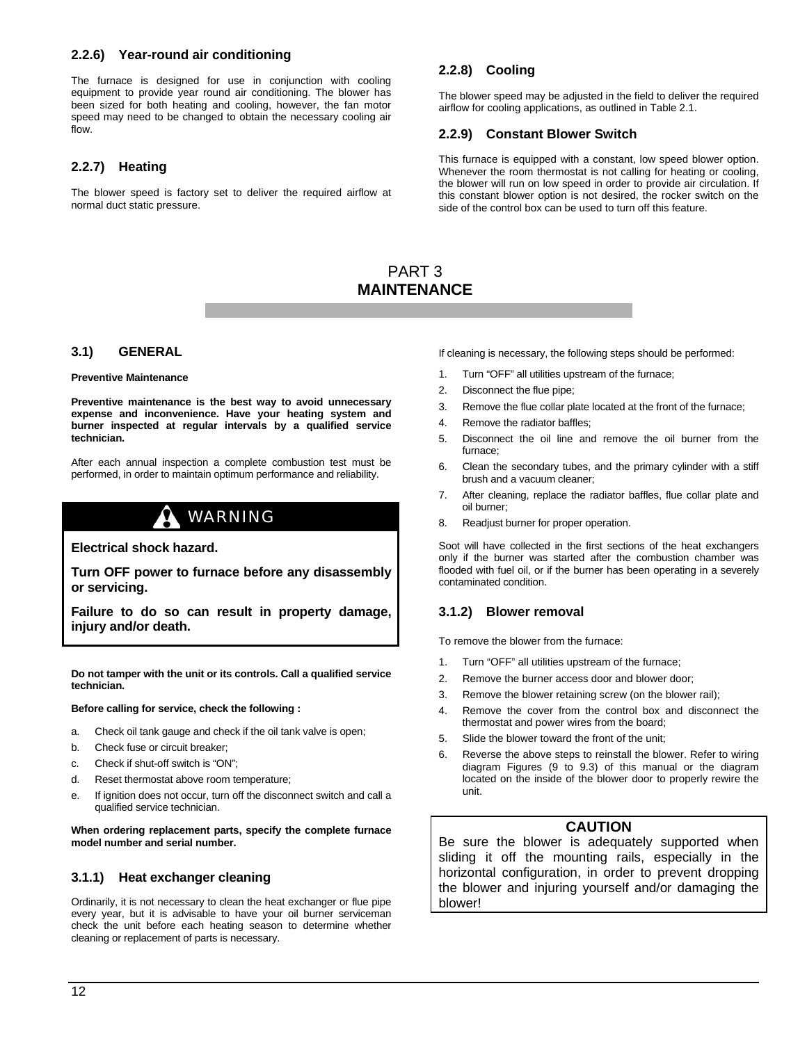### 2.2.6) Year-round air conditioning

The furnace is designed for use in conjunction with cooling equipment to provide year round air conditioning. The blower has been sized for both heating and cooling, however, the fan motor speed may need to be changed to obtain the necessary cooling air flow.

### 2.2.7) Heating

The blower speed is factory set to deliver the required airflow at normal duct static pressure.

### 2.2.8) Cooling

The blower speed may be adjusted in the field to deliver the required airflow for cooling applications, as outlined in Table 2.1.

### 2.2.9) Constant Blower Switch

This furnace is equipped with a constant, low speed blower option. Whenever the room thermostat is not calling for heating or cooling, the blower will run on low speed in order to provide air circulation. If this constant blower option is not desired, the rocker switch on the side of the control box can be used to turn off this feature.

# PART 3
# MAINTENANCE

## 3.1) GENERAL

**Preventive Maintenance**

**Preventive maintenance is the best way to avoid unnecessary expense and inconvenience. Have your heating system and burner inspected at regular intervals by a qualified service technician.**

After each annual inspection a complete combustion test must be performed, in order to maintain optimum performance and reliability.

> **WARNING**
>
> **Electrical shock hazard.**
>
> **Turn OFF power to furnace before any disassembly or servicing.**
>
> **Failure to do so can result in property damage, injury and/or death.**

**Do not tamper with the unit or its controls. Call a qualified service technician.**

**Before calling for service, check the following :**

a. Check oil tank gauge and check if the oil tank valve is open;
b. Check fuse or circuit breaker;
c. Check if shut-off switch is "ON";
d. Reset thermostat above room temperature;
e. If ignition does not occur, turn off the disconnect switch and call a qualified service technician.

**When ordering replacement parts, specify the complete furnace model number and serial number.**

### 3.1.1) Heat exchanger cleaning

Ordinarily, it is not necessary to clean the heat exchanger or flue pipe every year, but it is advisable to have your oil burner serviceman check the unit before each heating season to determine whether cleaning or replacement of parts is necessary.

If cleaning is necessary, the following steps should be performed:

1. Turn "OFF" all utilities upstream of the furnace;
2. Disconnect the flue pipe;
3. Remove the flue collar plate located at the front of the furnace;
4. Remove the radiator baffles;
5. Disconnect the oil line and remove the oil burner from the furnace;
6. Clean the secondary tubes, and the primary cylinder with a stiff brush and a vacuum cleaner;
7. After cleaning, replace the radiator baffles, flue collar plate and oil burner;
8. Readjust burner for proper operation.

Soot will have collected in the first sections of the heat exchangers only if the burner was started after the combustion chamber was flooded with fuel oil, or if the burner has been operating in a severely contaminated condition.

### 3.1.2) Blower removal

To remove the blower from the furnace:

1. Turn "OFF" all utilities upstream of the furnace;
2. Remove the burner access door and blower door;
3. Remove the blower retaining screw (on the blower rail);
4. Remove the cover from the control box and disconnect the thermostat and power wires from the board;
5. Slide the blower toward the front of the unit;
6. Reverse the above steps to reinstall the blower. Refer to wiring diagram Figures (9 to 9.3) of this manual or the diagram located on the inside of the blower door to properly rewire the unit.

> **CAUTION**
>
> Be sure the blower is adequately supported when sliding it off the mounting rails, especially in the horizontal configuration, in order to prevent dropping the blower and injuring yourself and/or damaging the blower!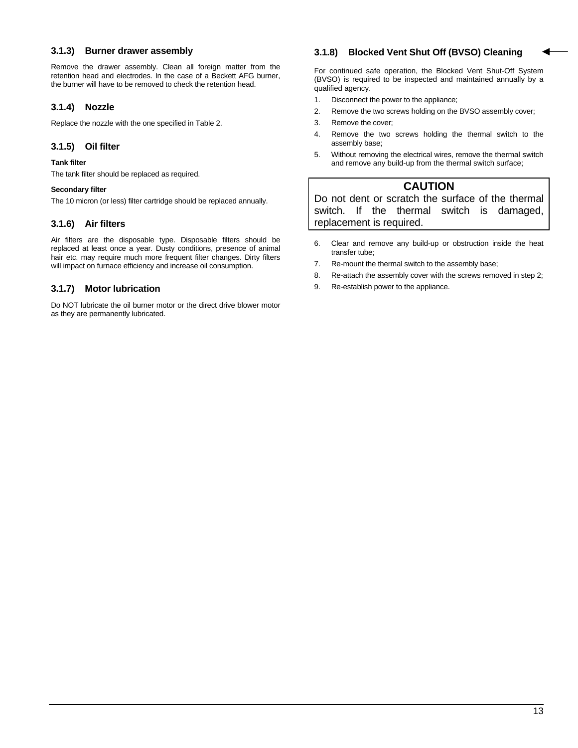### 3.1.3) Burner drawer assembly

Remove the drawer assembly. Clean all foreign matter from the retention head and electrodes. In the case of a Beckett AFG burner, the burner will have to be removed to check the retention head.

### 3.1.4) Nozzle

Replace the nozzle with the one specified in Table 2.

### 3.1.5) Oil filter

**Tank filter**

The tank filter should be replaced as required.

**Secondary filter**

The 10 micron (or less) filter cartridge should be replaced annually.

### 3.1.6) Air filters

Air filters are the disposable type. Disposable filters should be replaced at least once a year. Dusty conditions, presence of animal hair etc. may require much more frequent filter changes. Dirty filters will impact on furnace efficiency and increase oil consumption.

### 3.1.7) Motor lubrication

Do NOT lubricate the oil burner motor or the direct drive blower motor as they are permanently lubricated.

### 3.1.8) Blocked Vent Shut Off (BVSO) Cleaning

For continued safe operation, the Blocked Vent Shut-Off System (BVSO) is required to be inspected and maintained annually by a qualified agency.

1. Disconnect the power to the appliance;
2. Remove the two screws holding on the BVSO assembly cover;
3. Remove the cover;
4. Remove the two screws holding the thermal switch to the assembly base;
5. Without removing the electrical wires, remove the thermal switch and remove any build-up from the thermal switch surface;

**CAUTION**

Do not dent or scratch the surface of the thermal switch. If the thermal switch is damaged, replacement is required.

6. Clear and remove any build-up or obstruction inside the heat transfer tube;
7. Re-mount the thermal switch to the assembly base;
8. Re-attach the assembly cover with the screws removed in step 2;
9. Re-establish power to the appliance.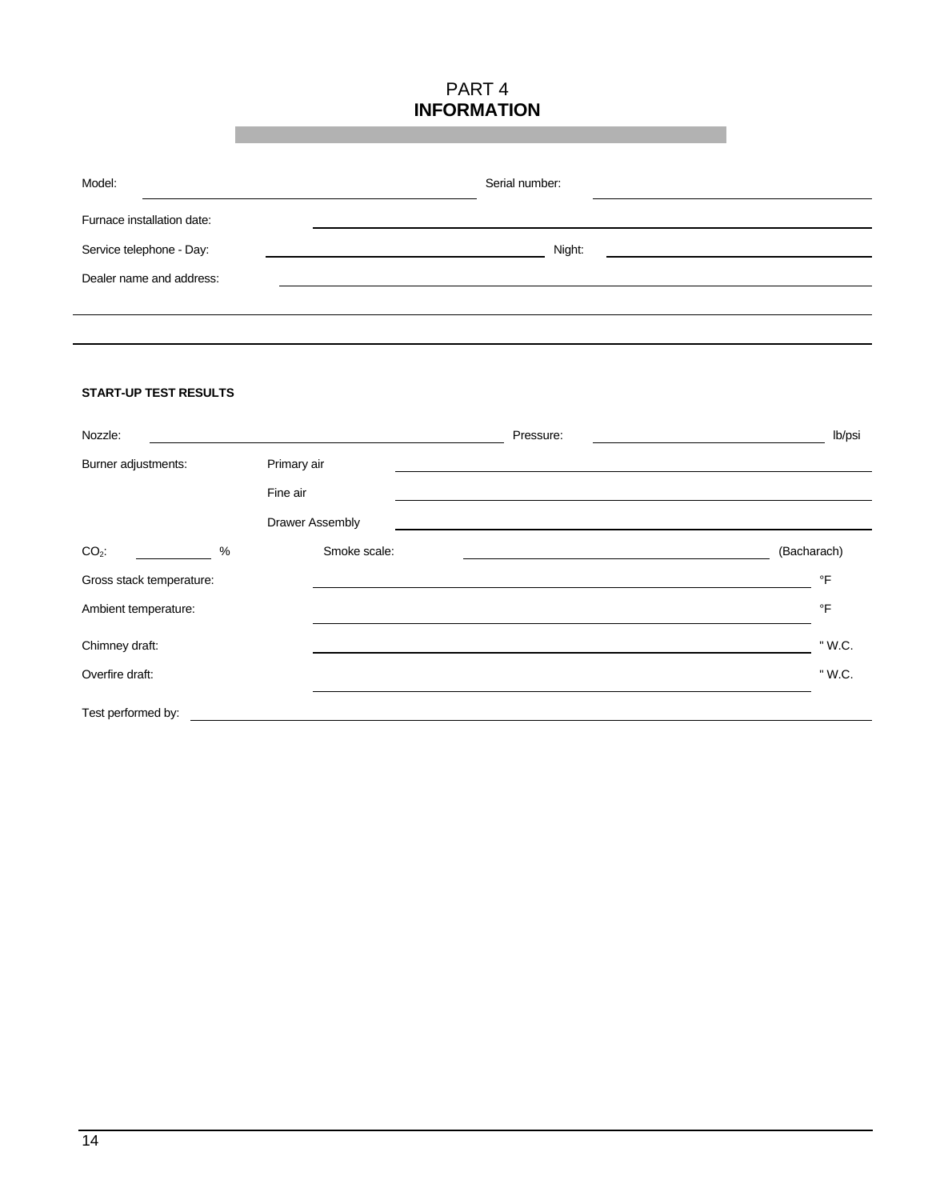# PART 4
## INFORMATION

Model: ______________________ Serial number: ______________________

Furnace installation date: ______________________

Service telephone - Day: ______________________ Night: ______________________

Dealer name and address: ______________________

______________________

______________________

**START-UP TEST RESULTS**

Nozzle: ______________________ Pressure: ______________________ lb/psi

Burner adjustments: Primary air ______________________

Fine air ______________________

Drawer Assembly ______________________

$CO_2$: __________ % Smoke scale: ______________________ (Bacharach)

Gross stack temperature: ______________________ °F

Ambient temperature: ______________________ °F

Chimney draft: ______________________ " W.C.

Overfire draft: ______________________ " W.C.

Test performed by: ______________________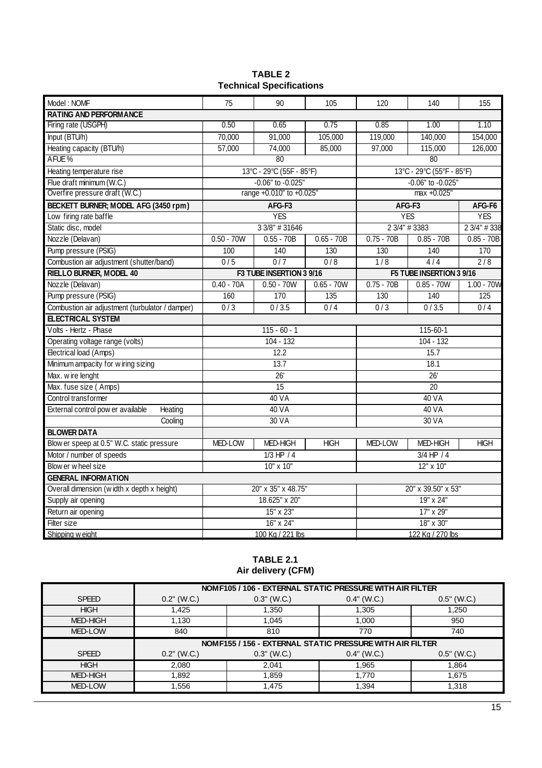**TABLE 2**
**Technical Specifications**

| Model : NOMF | 75 | 90 | 105 | 120 | 140 | 155 |
|---|---|---|---|---|---|---|
| **RATING AND PERFORMANCE** | | | | | | |
| Firing rate (USGPH) | 0.50 | 0.65 | 0.75 | 0.85 | 1.00 | 1.10 |
| Input (BTU/h) | 70,000 | 91,000 | 105,000 | 119,000 | 140,000 | 154,000 |
| Heating capacity (BTU/h) | 57,000 | 74,000 | 85,000 | 97,000 | 115,000 | 126,000 |
| AFUE % | 80 | | | 80 | | |
| Heating temperature rise | 13°C - 29°C (55F - 85°F) | | | 13°C - 29°C (55°F - 85°F) | | |
| Flue draft minimum (W.C.) | -0.06" to -0.025" | | | -0.06" to -0.025" | | |
| Overfire pressure draft (W.C.) | range +0.010" to +0.025" | | | max +0.025" | | |
| **BECKETT BURNER; MODEL AFG (3450 rpm)** | **AFG-F3** | | | **AFG-F3** | | **AFG-F6** |
| Low firing rate baffle | YES | | | YES | | YES |
| Static disc, model | 3 3/8" # 31646 | | | 2 3/4" # 3383 | | 2 3/4" # 338 |
| Nozzle (Delavan) | 0.50 - 70W | 0.55 - 70B | 0.65 - 70B | 0.75 - 70B | 0.85 - 70B | 0.85 - 70B |
| Pump pressure (PSIG) | 100 | 140 | 130 | 130 | 140 | 170 |
| Combustion air adjustment (shutter/band) | 0 / 5 | 0 / 7 | 0 / 8 | 1 / 8 | 4 / 4 | 2 / 8 |
| **RIELLO BURNER, MODEL 40** | **F3 TUBE INSERTION 3 9/16** | | | **F5 TUBE INSERTION 3 9/16** | | |
| Nozzle (Delavan) | 0.40 - 70A | 0.50 - 70W | 0.65 - 70W | 0.75 - 70B | 0.85 - 70W | 1.00 - 70W |
| Pump pressure (PSIG) | 160 | 170 | 135 | 130 | 140 | 125 |
| Combustion air adjustment (turbulator / damper) | 0 / 3 | 0 / 3.5 | 0 / 4 | 0 / 3 | 0 / 3.5 | 0 / 4 |
| **ELECTRICAL SYSTEM** | | | | | | |
| Volts - Hertz - Phase | 115 - 60 - 1 | | | 115-60-1 | | |
| Operating voltage range (volts) | 104 - 132 | | | 104 - 132 | | |
| Electrical load (Amps) | 12.2 | | | 15.7 | | |
| Minimum ampacity for wiring sizing | 13.7 | | | 18.1 | | |
| Max. wire lenght | 26' | | | 26' | | |
| Max. fuse size ( Amps) | 15 | | | 20 | | |
| Control transformer | 40 VA | | | 40 VA | | |
| External control power available — Heating | 40 VA | | | 40 VA | | |
| Cooling | 30 VA | | | 30 VA | | |
| **BLOWER DATA** | | | | | | |
| Blower speep at 0.5" W.C. static pressure | MED-LOW | MED-HIGH | HIGH | MED-LOW | MED-HIGH | HIGH |
| Motor / number of speeds | 1/3 HP / 4 | | | 3/4 HP / 4 | | |
| Blower wheel size | 10" x 10" | | | 12" x 10" | | |
| **GENERAL INFORMATION** | | | | | | |
| Overall dimension (width x depth x height) | 20" x 35" x 48.75" | | | 20" x 39.50" x 53" | | |
| Supply air opening | 18.625" x 20" | | | 19" x 24" | | |
| Return air opening | 15" x 23" | | | 17" x 29" | | |
| Filter size | 16" x 24" | | | 18" x 30" | | |
| Shipping weight | 100 Kg / 221 lbs | | | 122 Kg / 270 lbs | | |

**TABLE 2.1**
**Air delivery (CFM)**

| | **NOMF105 / 106 - EXTERNAL STATIC PRESSURE WITH AIR FILTER** | | | |
|---|---|---|---|---|
| SPEED | 0.2" (W.C.) | 0.3" (W.C.) | 0.4" (W.C.) | 0.5" (W.C.) |
| HIGH | 1,425 | 1,350 | 1,305 | 1,250 |
| MED-HIGH | 1,130 | 1,045 | 1,000 | 950 |
| MED-LOW | 840 | 810 | 770 | 740 |
| | **NOMF155 / 156 - EXTERNAL STATIC PRESSURE WITH AIR FILTER** | | | |
| SPEED | 0.2" (W.C.) | 0.3" (W.C.) | 0.4" (W.C.) | 0.5" (W.C.) |
| HIGH | 2,080 | 2,041 | 1,965 | 1,864 |
| MED-HIGH | 1,892 | 1,859 | 1,770 | 1,675 |
| MED-LOW | 1,556 | 1,475 | 1,394 | 1,318 |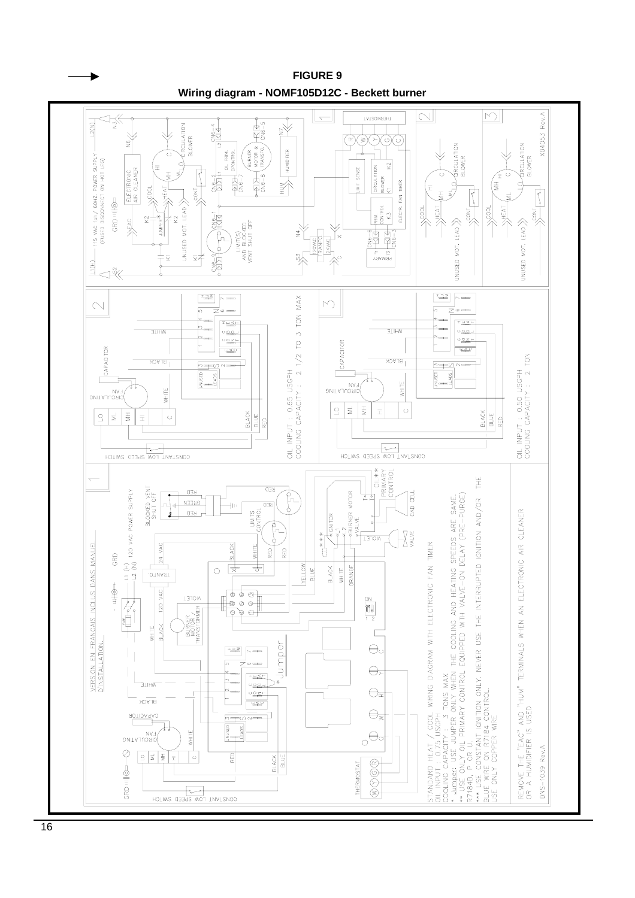**FIGURE 9**

**Wiring diagram - NOMF105D12C - Beckett burner**

VERSION EN FRANÇAIS INCLUS DANS MANUEL D'INSTALLATION.

STANDARD HEAT / COOL WIRING DIAGRAM WITH ELECTRONIC FAN TIMER
OIL INPUT : 0.75 USGPH
COOLING CAPACITY : 3 TONS MAX.
\* Jumper: USE JUMPER ONLY WHEN THE COOLING AND HEATING SPEEDS ARE SAME.
\*\* USE ONLY OIL PRIMARY CONTROL EQUIPPED WITH VALVE-ON DELAY (PRE-PURGE) R7184B, P OR U.
\*\*\* USE CONSTANT IGNITION ONLY. NEVER USE THE INTERRUPTED IGNITION AND/OR THE BLUE WIRE ON R7184 CONTROL.
USE ONLY COPPER WIRE

REMOVE THE "EAC" AND "HUM" TERMINALS WHEN AN ELECTRONIC AIR CLEANER OR A HUMIDIFIER IS USED

DNS-1039 Rev.A

OIL INPUT : 0.65 USGPH
COOLING CAPACITY : 2 1/2 TO 3 TON MAX

OIL INPUT : 0.50 USGPH
COOLING CAPACITY : 2 TON

X04053 Rev.A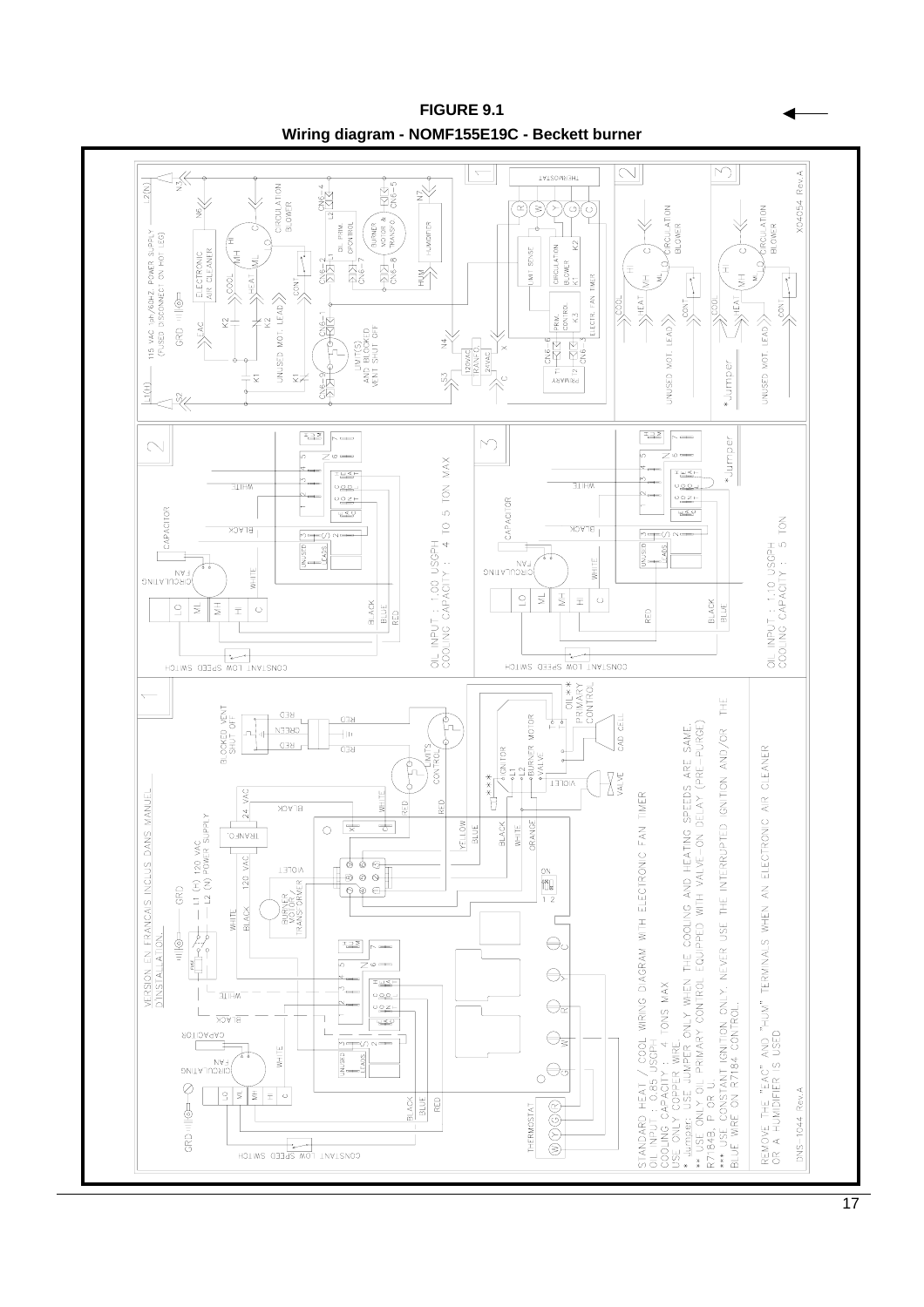**FIGURE 9.1**

**Wiring diagram - NOMF155E19C - Beckett burner**

VERSION EN FRANCAIS INCLUS DANS MANUEL D'INSTALLATION.

STANDARD HEAT / COOL WIRING DIAGRAM WITH ELECTRONIC FAN TIMER
OIL INPUT : 0.85 USGPH
COOLING CAPACITY : 4 TONS MAX
USE ONLY COPPER WIRE.
* Jumper: USE JUMPER ONLY WHEN THE COOLING AND HEATING SPEEDS ARE SAME.
** USE ONLY OIL PRIMARY CONTROL EQUIPPED WITH VALVE-ON DELAY (PRE-PURGE) R7184B, P OR U.
*** USE CONSTANT IGNITION ONLY. NEVER USE THE INTERRUPTED IGNITION AND/OR THE BLUE WIRE ON R7184 CONTROL.

REMOVE THE "EAC" AND "HUM" TERMINALS WHEN AN ELECTRONIC AIR CLEANER OR A HUMIDIFIER IS USED

DNS-1044 Rev.A

2: OIL INPUT : 1.00 USGPH
COOLING CAPACITY : 4 TO 5 TON MAX

3: OIL INPUT : 1.10 USGPH
COOLING CAPACITY : 5 TON

X04054 Rev.A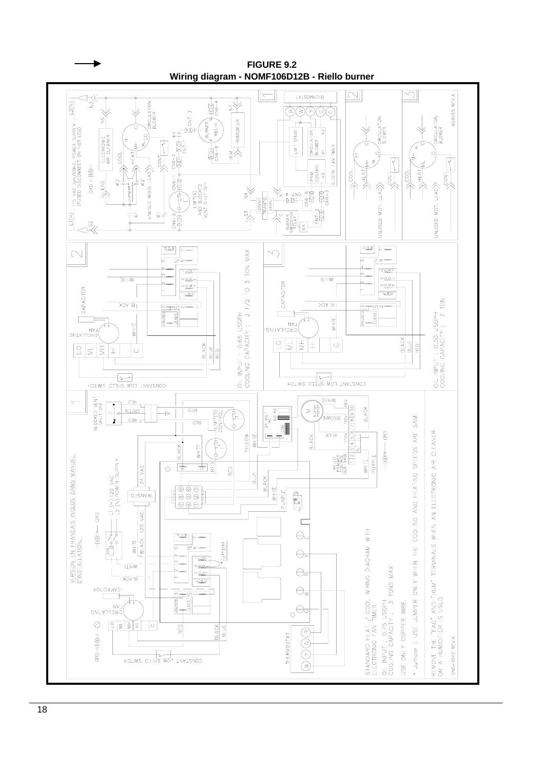**FIGURE 9.2**
**Wiring diagram - NOMF106D12B - Riello burner**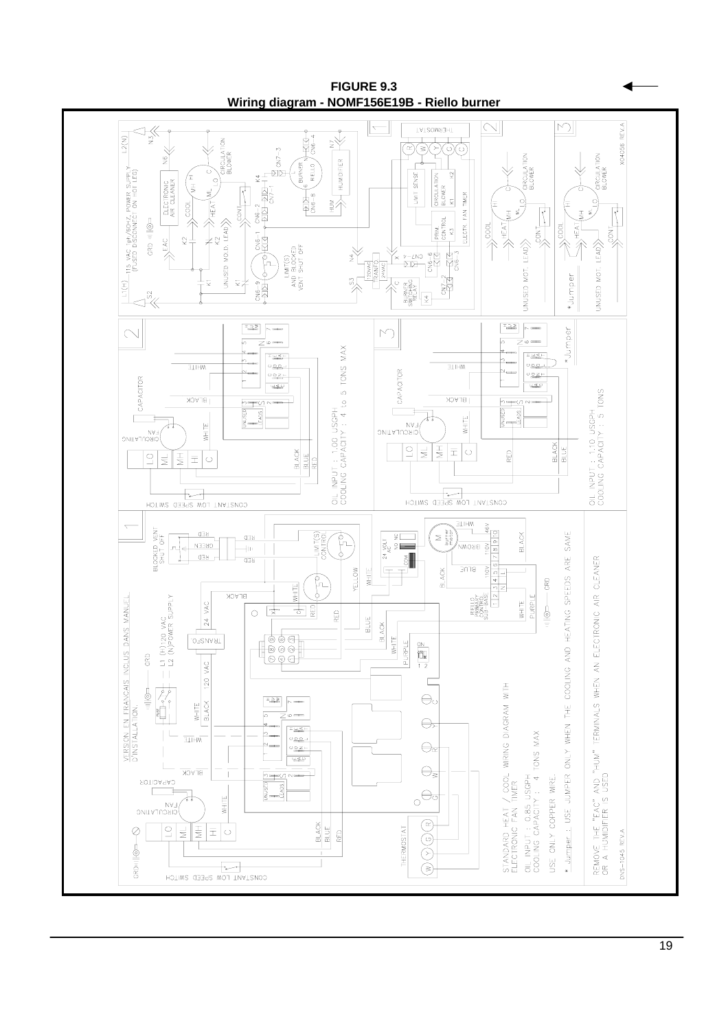**FIGURE 9.3**
**Wiring diagram - NOMF156E19B - Riello burner**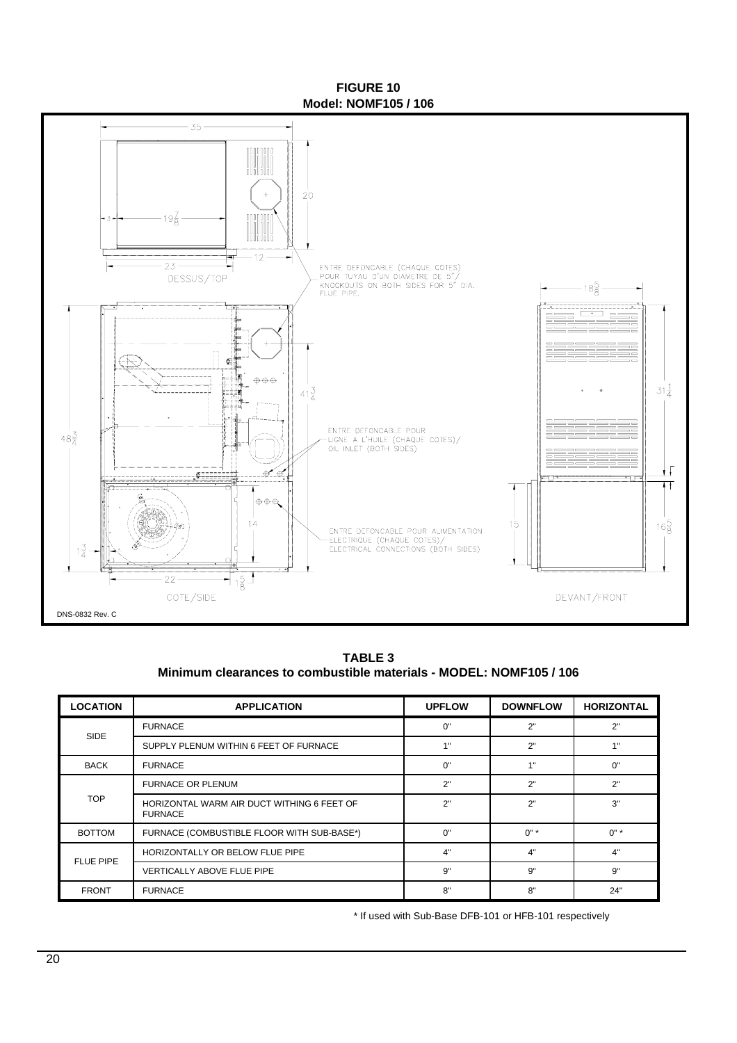**FIGURE 10**
**Model: NOMF105 / 106**

35

20

3

$19\frac{7}{8}$

12

23

DESSUS/TOP

ENTRE DEFONCABLE (CHAQUE COTES) POUR TUYAU D'UN DIAMETRE DE 5"/ KNOCKOUTS ON BOTH SIDES FOR 5" DIA. FLUE PIPE.

$18\frac{5}{8}$

$48\frac{3}{4}$

$41\frac{3}{4}$

$31\frac{1}{4}$

ENTRE DEFONCABLE POUR LIGNE A L'HUILE (CHAQUE COTES)/ OIL INLET (BOTH SIDES)

14

15

$16\frac{5}{8}$

ENTRE DEFONCABLE POUR ALIMENTATION ELECTRIQUE (CHAQUE COTES)/ ELECTRICAL CONNECTIONS (BOTH SIDES)

$1\frac{3}{4}$

22

$1\frac{5}{8}$

COTE/SIDE

DEVANT/FRONT

DNS-0832 Rev. C

**TABLE 3**
**Minimum clearances to combustible materials - MODEL: NOMF105 / 106**

| LOCATION | APPLICATION | UPFLOW | DOWNFLOW | HORIZONTAL |
|---|---|---|---|---|
| SIDE | FURNACE | 0" | 2" | 2" |
| | SUPPLY PLENUM WITHIN 6 FEET OF FURNACE | 1" | 2" | 1" |
| BACK | FURNACE | 0" | 1" | 0" |
| TOP | FURNACE OR PLENUM | 2" | 2" | 2" |
| | HORIZONTAL WARM AIR DUCT WITHING 6 FEET OF FURNACE | 2" | 2" | 3" |
| BOTTOM | FURNACE (COMBUSTIBLE FLOOR WITH SUB-BASE*) | 0" | 0" * | 0" * |
| FLUE PIPE | HORIZONTALLY OR BELOW FLUE PIPE | 4" | 4" | 4" |
| | VERTICALLY ABOVE FLUE PIPE | 9" | 9" | 9" |
| FRONT | FURNACE | 8" | 8" | 24" |

* If used with Sub-Base DFB-101 or HFB-101 respectively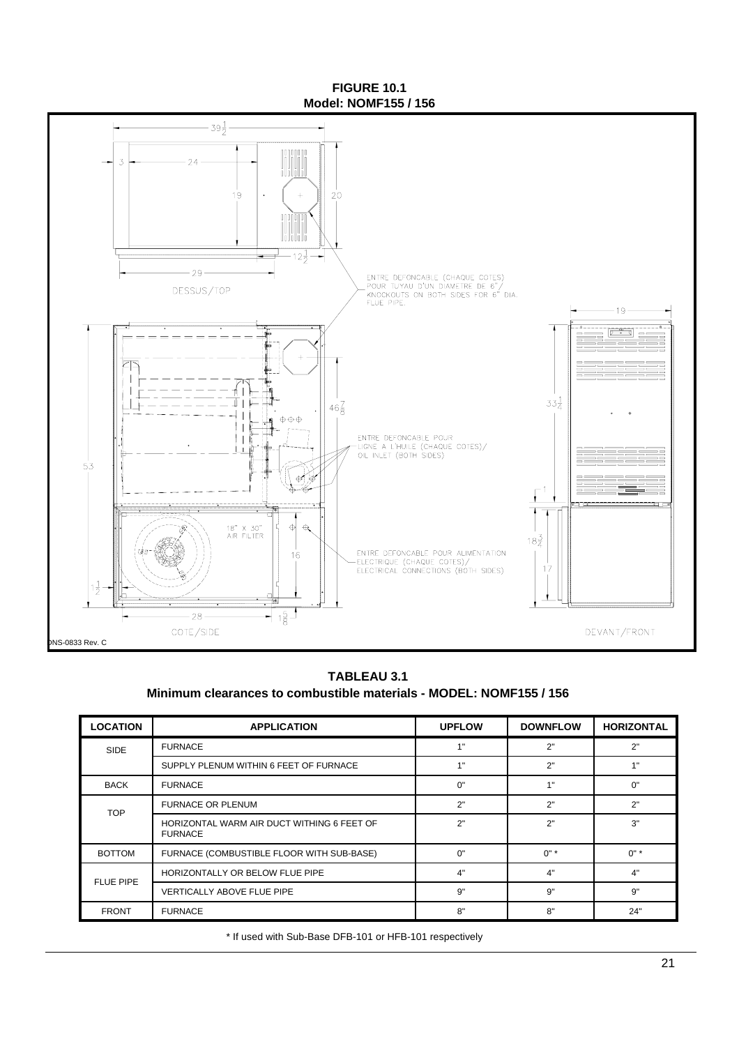**FIGURE 10.1**
**Model: NOMF155 / 156**

$39\frac{1}{2}$

3 — 24

19 — 20

$12\frac{1}{2}$

29

DESSUS/TOP

ENTRE DEFONCABLE (CHAQUE COTES) POUR TUYAU D'UN DIAMETRE DE 6"/ KNOCKOUTS ON BOTH SIDES FOR 6" DIA. FLUE PIPE.

19

$46\frac{7}{8}$

$33\frac{1}{4}$

ENTRE DEFONCABLE POUR LIGNE A L'HUILE (CHAQUE COTES)/ OIL INLET (BOTH SIDES)

53

1

18" X 30" AIR FILTER

$18\frac{3}{4}$

16

17

ENTRE DEFONCABLE POUR ALIMENTATION ELECTRIQUE (CHAQUE COTES)/ ELECTRICAL CONNECTIONS (BOTH SIDES)

$1\frac{1}{2}$

28

$1\frac{5}{8}$

COTE/SIDE

DEVANT/FRONT

DNS-0833 Rev. C

**TABLEAU 3.1**
**Minimum clearances to combustible materials - MODEL: NOMF155 / 156**

| LOCATION | APPLICATION | UPFLOW | DOWNFLOW | HORIZONTAL |
|---|---|---|---|---|
| SIDE | FURNACE | 1" | 2" | 2" |
| | SUPPLY PLENUM WITHIN 6 FEET OF FURNACE | 1" | 2" | 1" |
| BACK | FURNACE | 0" | 1" | 0" |
| TOP | FURNACE OR PLENUM | 2" | 2" | 2" |
| | HORIZONTAL WARM AIR DUCT WITHING 6 FEET OF FURNACE | 2" | 2" | 3" |
| BOTTOM | FURNACE (COMBUSTIBLE FLOOR WITH SUB-BASE) | 0" | 0" * | 0" * |
| FLUE PIPE | HORIZONTALLY OR BELOW FLUE PIPE | 4" | 4" | 4" |
| | VERTICALLY ABOVE FLUE PIPE | 9" | 9" | 9" |
| FRONT | FURNACE | 8" | 8" | 24" |

\* If used with Sub-Base DFB-101 or HFB-101 respectively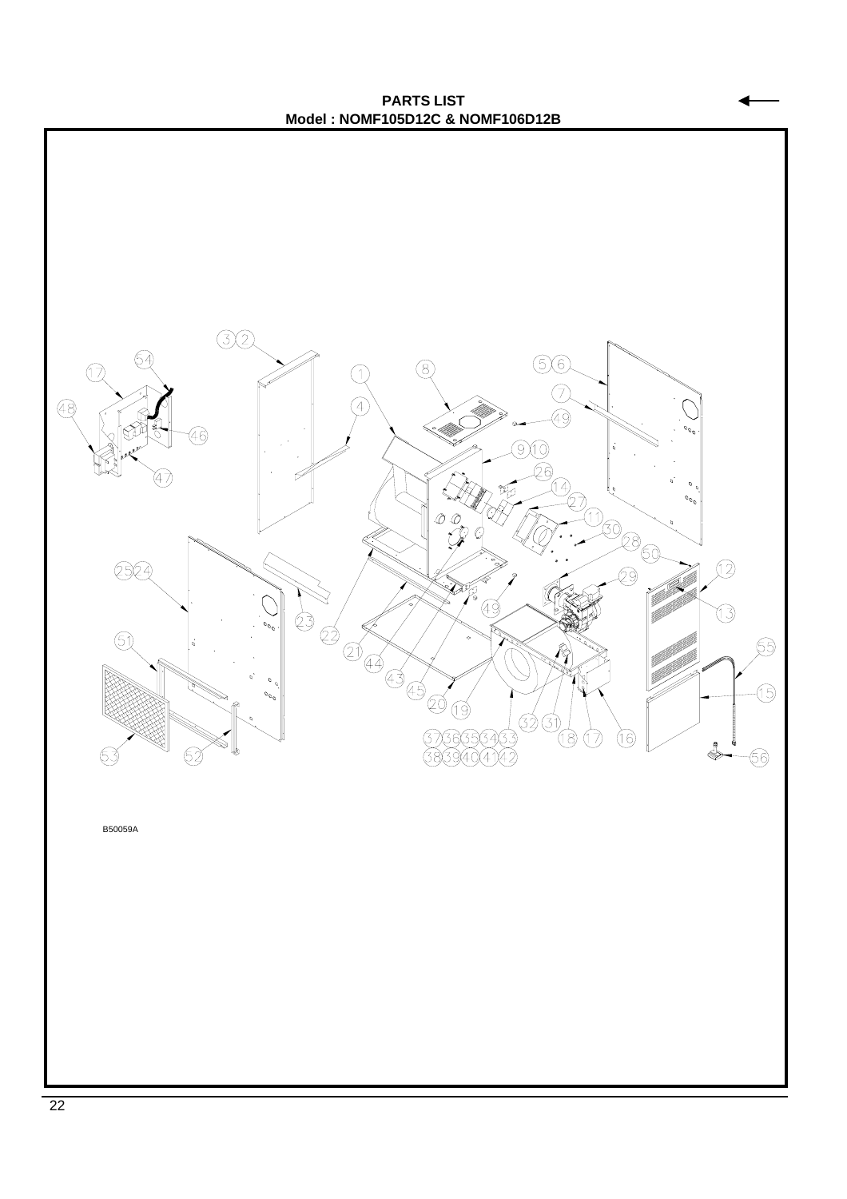**PARTS LIST**

**Model : NOMF105D12C & NOMF106D12B**

B50059A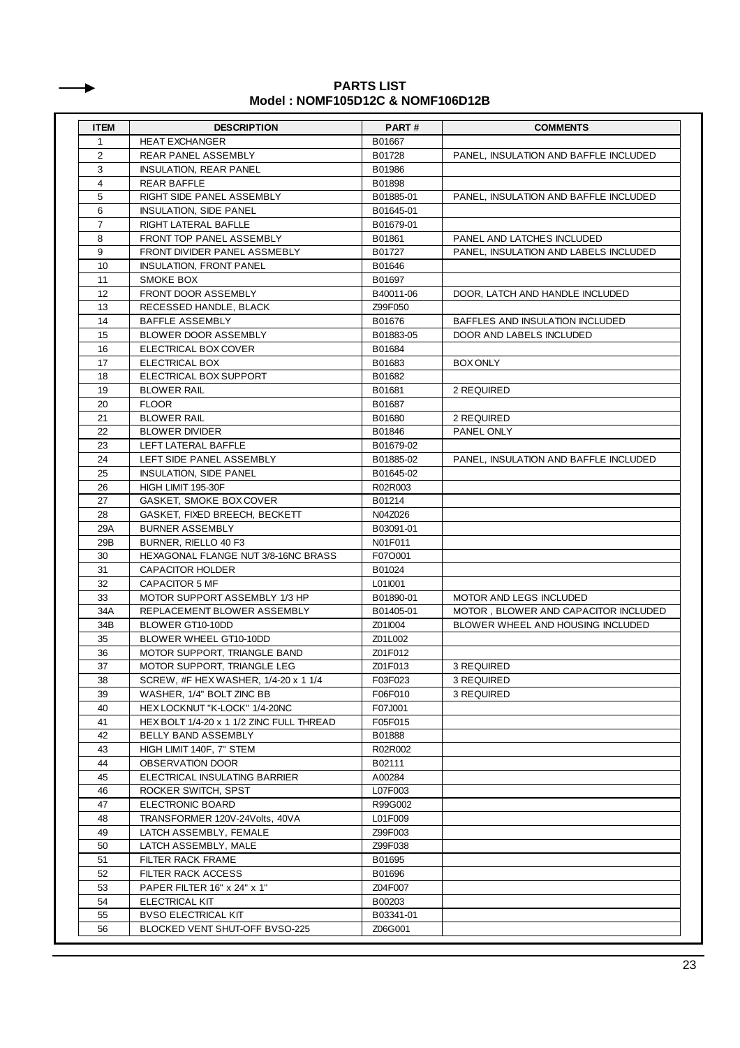**PARTS LIST**
**Model : NOMF105D12C & NOMF106D12B**

| ITEM | DESCRIPTION | PART # | COMMENTS |
|---|---|---|---|
| 1 | HEAT EXCHANGER | B01667 | |
| 2 | REAR PANEL ASSEMBLY | B01728 | PANEL, INSULATION AND BAFFLE INCLUDED |
| 3 | INSULATION, REAR PANEL | B01986 | |
| 4 | REAR BAFFLE | B01898 | |
| 5 | RIGHT SIDE PANEL ASSEMBLY | B01885-01 | PANEL, INSULATION AND BAFFLE INCLUDED |
| 6 | INSULATION, SIDE PANEL | B01645-01 | |
| 7 | RIGHT LATERAL BAFLLE | B01679-01 | |
| 8 | FRONT TOP PANEL ASSEMBLY | B01861 | PANEL AND LATCHES INCLUDED |
| 9 | FRONT DIVIDER PANEL ASSMEBLY | B01727 | PANEL, INSULATION AND LABELS INCLUDED |
| 10 | INSULATION, FRONT PANEL | B01646 | |
| 11 | SMOKE BOX | B01697 | |
| 12 | FRONT DOOR ASSEMBLY | B40011-06 | DOOR, LATCH AND HANDLE INCLUDED |
| 13 | RECESSED HANDLE, BLACK | Z99F050 | |
| 14 | BAFFLE ASSEMBLY | B01676 | BAFFLES AND INSULATION INCLUDED |
| 15 | BLOWER DOOR ASSEMBLY | B01883-05 | DOOR AND LABELS INCLUDED |
| 16 | ELECTRICAL BOX COVER | B01684 | |
| 17 | ELECTRICAL BOX | B01683 | BOX ONLY |
| 18 | ELECTRICAL BOX SUPPORT | B01682 | |
| 19 | BLOWER RAIL | B01681 | 2 REQUIRED |
| 20 | FLOOR | B01687 | |
| 21 | BLOWER RAIL | B01680 | 2 REQUIRED |
| 22 | BLOWER DIVIDER | B01846 | PANEL ONLY |
| 23 | LEFT LATERAL BAFFLE | B01679-02 | |
| 24 | LEFT SIDE PANEL ASSEMBLY | B01885-02 | PANEL, INSULATION AND BAFFLE INCLUDED |
| 25 | INSULATION, SIDE PANEL | B01645-02 | |
| 26 | HIGH LIMIT 195-30F | R02R003 | |
| 27 | GASKET, SMOKE BOX COVER | B01214 | |
| 28 | GASKET, FIXED BREECH, BECKETT | N04Z026 | |
| 29A | BURNER ASSEMBLY | B03091-01 | |
| 29B | BURNER, RIELLO 40 F3 | N01F011 | |
| 30 | HEXAGONAL FLANGE NUT 3/8-16NC BRASS | F07O001 | |
| 31 | CAPACITOR HOLDER | B01024 | |
| 32 | CAPACITOR 5 MF | L01I001 | |
| 33 | MOTOR SUPPORT ASSEMBLY 1/3 HP | B01890-01 | MOTOR AND LEGS INCLUDED |
| 34A | REPLACEMENT BLOWER ASSEMBLY | B01405-01 | MOTOR , BLOWER AND CAPACITOR INCLUDED |
| 34B | BLOWER GT10-10DD | Z01I004 | BLOWER WHEEL AND HOUSING INCLUDED |
| 35 | BLOWER WHEEL GT10-10DD | Z01L002 | |
| 36 | MOTOR SUPPORT, TRIANGLE BAND | Z01F012 | |
| 37 | MOTOR SUPPORT, TRIANGLE LEG | Z01F013 | 3 REQUIRED |
| 38 | SCREW, #F HEX WASHER, 1/4-20 x 1 1/4 | F03F023 | 3 REQUIRED |
| 39 | WASHER, 1/4" BOLT ZINC BB | F06F010 | 3 REQUIRED |
| 40 | HEX LOCKNUT "K-LOCK" 1/4-20NC | F07J001 | |
| 41 | HEX BOLT 1/4-20 x 1 1/2 ZINC FULL THREAD | F05F015 | |
| 42 | BELLY BAND ASSEMBLY | B01888 | |
| 43 | HIGH LIMIT 140F, 7" STEM | R02R002 | |
| 44 | OBSERVATION DOOR | B02111 | |
| 45 | ELECTRICAL INSULATING BARRIER | A00284 | |
| 46 | ROCKER SWITCH, SPST | L07F003 | |
| 47 | ELECTRONIC BOARD | R99G002 | |
| 48 | TRANSFORMER 120V-24Volts, 40VA | L01F009 | |
| 49 | LATCH ASSEMBLY, FEMALE | Z99F003 | |
| 50 | LATCH ASSEMBLY, MALE | Z99F038 | |
| 51 | FILTER RACK FRAME | B01695 | |
| 52 | FILTER RACK ACCESS | B01696 | |
| 53 | PAPER FILTER 16" x 24" x 1" | Z04F007 | |
| 54 | ELECTRICAL KIT | B00203 | |
| 55 | BVSO ELECTRICAL KIT | B03341-01 | |
| 56 | BLOCKED VENT SHUT-OFF BVSO-225 | Z06G001 | |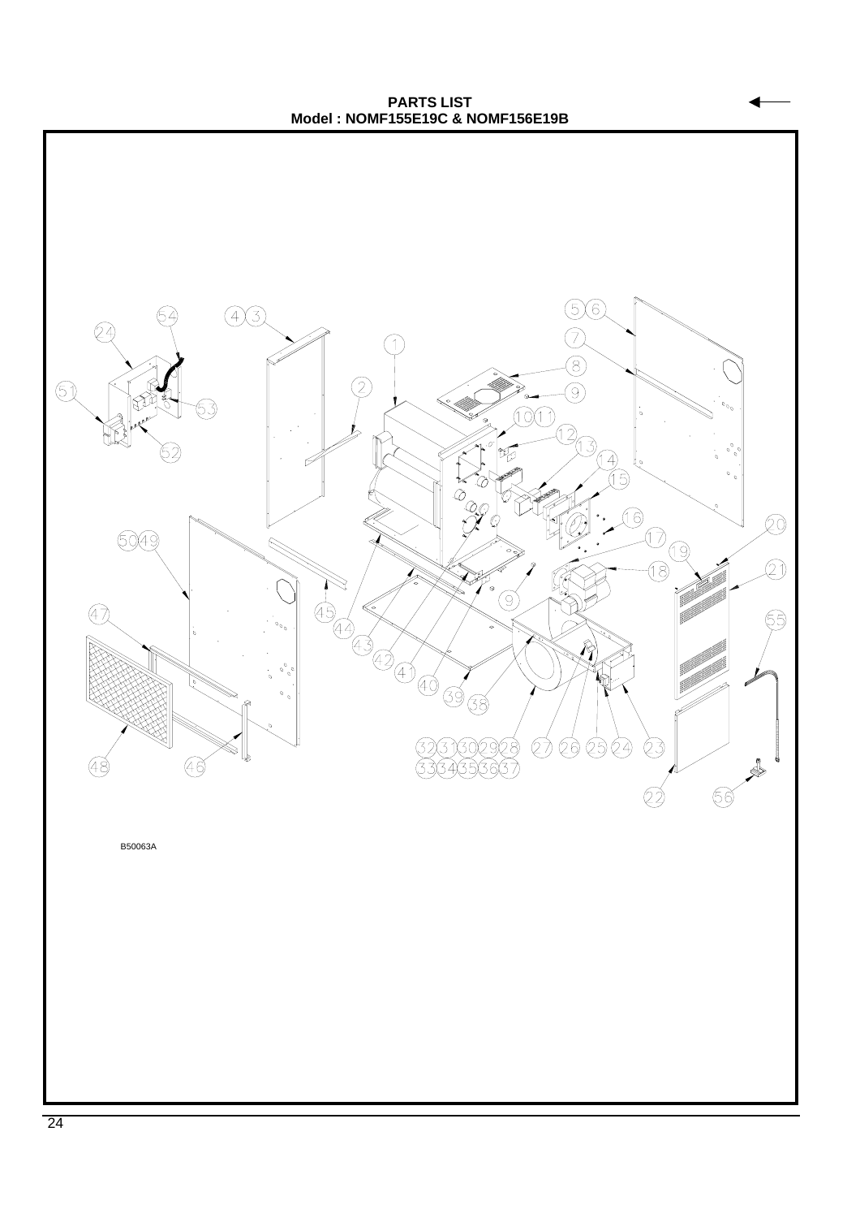# PARTS LIST

## Model : NOMF155E19C & NOMF156E19B

B50063A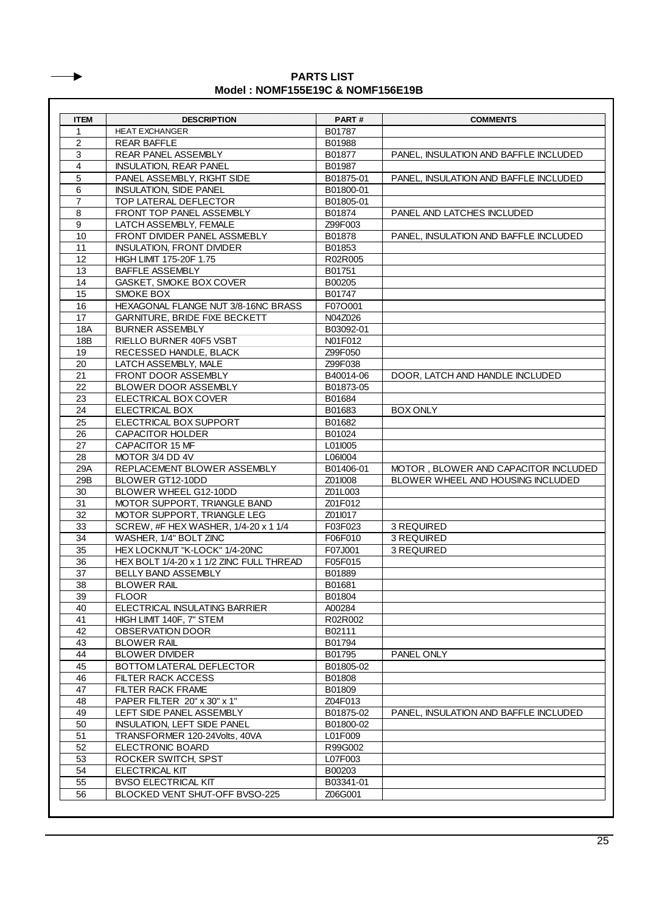# PARTS LIST

## Model : NOMF155E19C & NOMF156E19B

| ITEM | DESCRIPTION | PART # | COMMENTS |
|---|---|---|---|
| 1 | HEAT EXCHANGER | B01787 | |
| 2 | REAR BAFFLE | B01988 | |
| 3 | REAR PANEL ASSEMBLY | B01877 | PANEL, INSULATION AND BAFFLE INCLUDED |
| 4 | INSULATION, REAR PANEL | B01987 | |
| 5 | PANEL ASSEMBLY, RIGHT SIDE | B01875-01 | PANEL, INSULATION AND BAFFLE INCLUDED |
| 6 | INSULATION, SIDE PANEL | B01800-01 | |
| 7 | TOP LATERAL DEFLECTOR | B01805-01 | |
| 8 | FRONT TOP PANEL ASSEMBLY | B01874 | PANEL AND LATCHES INCLUDED |
| 9 | LATCH ASSEMBLY, FEMALE | Z99F003 | |
| 10 | FRONT DIVIDER PANEL ASSMEBLY | B01878 | PANEL, INSULATION AND BAFFLE INCLUDED |
| 11 | INSULATION, FRONT DIVIDER | B01853 | |
| 12 | HIGH LIMIT 175-20F 1.75 | R02R005 | |
| 13 | BAFFLE ASSEMBLY | B01751 | |
| 14 | GASKET, SMOKE BOX COVER | B00205 | |
| 15 | SMOKE BOX | B01747 | |
| 16 | HEXAGONAL FLANGE NUT 3/8-16NC BRASS | F07O001 | |
| 17 | GARNITURE, BRIDE FIXE BECKETT | N04Z026 | |
| 18A | BURNER ASSEMBLY | B03092-01 | |
| 18B | RIELLO BURNER 40F5 VSBT | N01F012 | |
| 19 | RECESSED HANDLE, BLACK | Z99F050 | |
| 20 | LATCH ASSEMBLY, MALE | Z99F038 | |
| 21 | FRONT DOOR ASSEMBLY | B40014-06 | DOOR, LATCH AND HANDLE INCLUDED |
| 22 | BLOWER DOOR ASSEMBLY | B01873-05 | |
| 23 | ELECTRICAL BOX COVER | B01684 | |
| 24 | ELECTRICAL BOX | B01683 | BOX ONLY |
| 25 | ELECTRICAL BOX SUPPORT | B01682 | |
| 26 | CAPACITOR HOLDER | B01024 | |
| 27 | CAPACITOR 15 MF | L01I005 | |
| 28 | MOTOR 3/4 DD 4V | L06I004 | |
| 29A | REPLACEMENT BLOWER ASSEMBLY | B01406-01 | MOTOR , BLOWER AND CAPACITOR INCLUDED |
| 29B | BLOWER GT12-10DD | Z01I008 | BLOWER WHEEL AND HOUSING INCLUDED |
| 30 | BLOWER WHEEL G12-10DD | Z01L003 | |
| 31 | MOTOR SUPPORT, TRIANGLE BAND | Z01F012 | |
| 32 | MOTOR SUPPORT, TRIANGLE LEG | Z01I017 | |
| 33 | SCREW, #F HEX WASHER, 1/4-20 x 1 1/4 | F03F023 | 3 REQUIRED |
| 34 | WASHER, 1/4" BOLT ZINC | F06F010 | 3 REQUIRED |
| 35 | HEX LOCKNUT "K-LOCK" 1/4-20NC | F07J001 | 3 REQUIRED |
| 36 | HEX BOLT 1/4-20 x 1 1/2 ZINC FULL THREAD | F05F015 | |
| 37 | BELLY BAND ASSEMBLY | B01889 | |
| 38 | BLOWER RAIL | B01681 | |
| 39 | FLOOR | B01804 | |
| 40 | ELECTRICAL INSULATING BARRIER | A00284 | |
| 41 | HIGH LIMIT 140F, 7" STEM | R02R002 | |
| 42 | OBSERVATION DOOR | B02111 | |
| 43 | BLOWER RAIL | B01794 | |
| 44 | BLOWER DIVIDER | B01795 | PANEL ONLY |
| 45 | BOTTOM LATERAL DEFLECTOR | B01805-02 | |
| 46 | FILTER RACK ACCESS | B01808 | |
| 47 | FILTER RACK FRAME | B01809 | |
| 48 | PAPER FILTER 20" x 30" x 1" | Z04F013 | |
| 49 | LEFT SIDE PANEL ASSEMBLY | B01875-02 | PANEL, INSULATION AND BAFFLE INCLUDED |
| 50 | INSULATION, LEFT SIDE PANEL | B01800-02 | |
| 51 | TRANSFORMER 120-24Volts, 40VA | L01F009 | |
| 52 | ELECTRONIC BOARD | R99G002 | |
| 53 | ROCKER SWITCH, SPST | L07F003 | |
| 54 | ELECTRICAL KIT | B00203 | |
| 55 | BVSO ELECTRICAL KIT | B03341-01 | |
| 56 | BLOCKED VENT SHUT-OFF BVSO-225 | Z06G001 | |